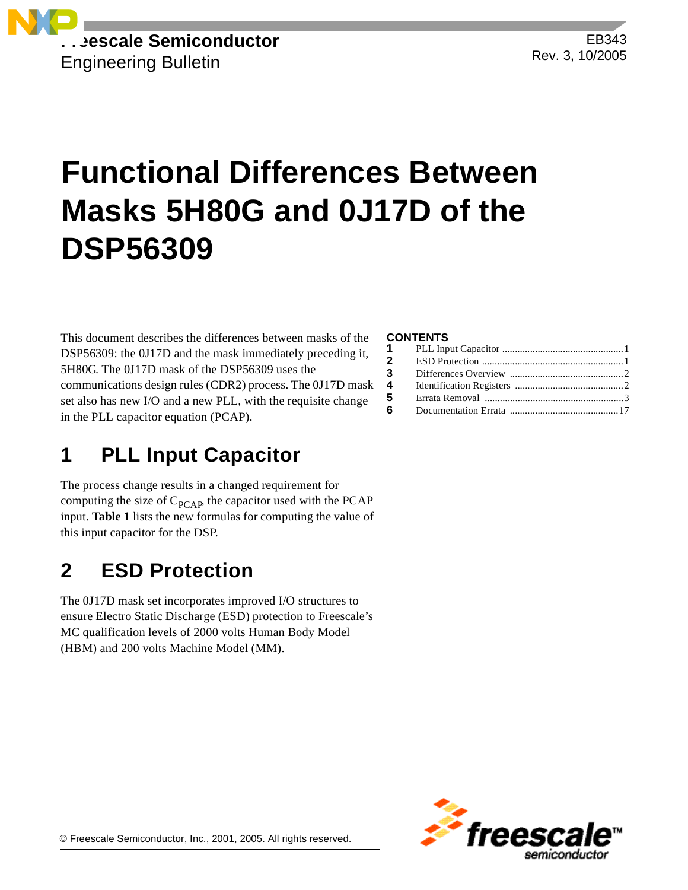Freescale Semiconductor
Engineering Bulletin

EB343
Rev. 3, 10/2005

# Functional Differences Between Masks 5H80G and 0J17D of the DSP56309

This document describes the differences between masks of the DSP56309: the 0J17D and the mask immediately preceding it, 5H80G. The 0J17D mask of the DSP56309 uses the communications design rules (CDR2) process. The 0J17D mask set also has new I/O and a new PLL, with the requisite change in the PLL capacitor equation (PCAP).

**CONTENTS**

| | | |
|---|---|---|
| 1 | PLL Input Capacitor | 1 |
| 2 | ESD Protection | 1 |
| 3 | Differences Overview | 2 |
| 4 | Identification Registers | 2 |
| 5 | Errata Removal | 3 |
| 6 | Documentation Errata | 17 |

## 1 PLL Input Capacitor

The process change results in a changed requirement for computing the size of $C_{PCAP}$, the capacitor used with the PCAP input. **Table 1** lists the new formulas for computing the value of this input capacitor for the DSP.

## 2 ESD Protection

The 0J17D mask set incorporates improved I/O structures to ensure Electro Static Discharge (ESD) protection to Freescale's MC qualification levels of 2000 volts Human Body Model (HBM) and 200 volts Machine Model (MM).

© Freescale Semiconductor, Inc., 2001, 2005. All rights reserved.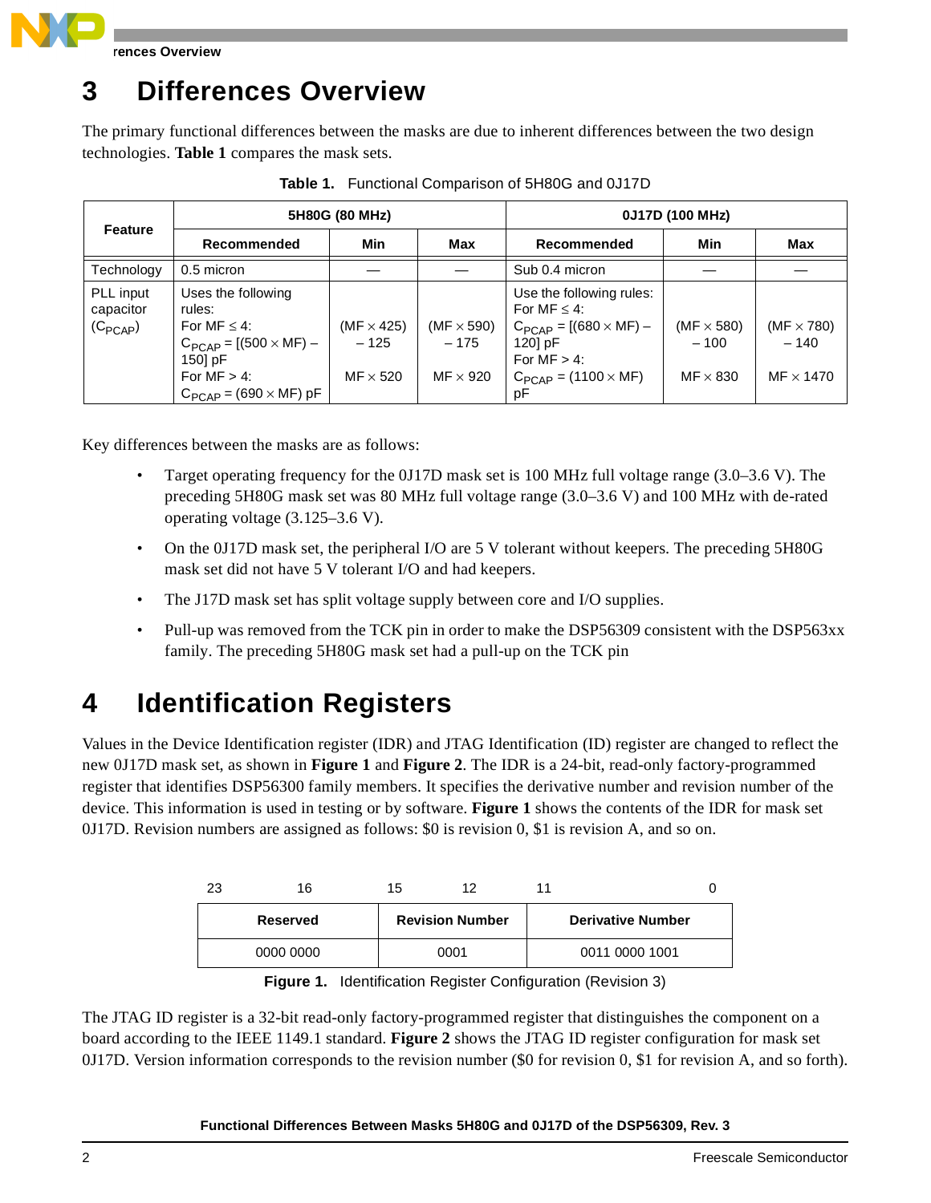# 3 Differences Overview

The primary functional differences between the masks are due to inherent differences between the two design technologies. **Table 1** compares the mask sets.

**Table 1.** Functional Comparison of 5H80G and 0J17D

| Feature | 5H80G (80 MHz) | | | 0J17D (100 MHz) | | |
|---|---|---|---|---|---|---|
| | Recommended | Min | Max | Recommended | Min | Max |
| Technology | 0.5 micron | — | — | Sub 0.4 micron | — | — |
| PLL input capacitor ($C_{PCAP}$) | Uses the following rules:<br>For MF ≤ 4:<br>$C_{PCAP}$ = [(500 × MF) – 150] pF<br>For MF > 4:<br>$C_{PCAP}$ = (690 × MF) pF | (MF × 425) – 125<br><br>MF × 520 | (MF × 590) – 175<br><br>MF × 920 | Use the following rules:<br>For MF ≤ 4:<br>$C_{PCAP}$ = [(680 × MF) – 120] pF<br>For MF > 4:<br>$C_{PCAP}$ = (1100 × MF) pF | (MF × 580) – 100<br><br>MF × 830 | (MF × 780) – 140<br><br>MF × 1470 |

Key differences between the masks are as follows:

- Target operating frequency for the 0J17D mask set is 100 MHz full voltage range (3.0–3.6 V). The preceding 5H80G mask set was 80 MHz full voltage range (3.0–3.6 V) and 100 MHz with de-rated operating voltage (3.125–3.6 V).
- On the 0J17D mask set, the peripheral I/O are 5 V tolerant without keepers. The preceding 5H80G mask set did not have 5 V tolerant I/O and had keepers.
- The J17D mask set has split voltage supply between core and I/O supplies.
- Pull-up was removed from the TCK pin in order to make the DSP56309 consistent with the DSP563xx family. The preceding 5H80G mask set had a pull-up on the TCK pin

# 4 Identification Registers

Values in the Device Identification register (IDR) and JTAG Identification (ID) register are changed to reflect the new 0J17D mask set, as shown in **Figure 1** and **Figure 2**. The IDR is a 24-bit, read-only factory-programmed register that identifies DSP56300 family members. It specifies the derivative number and revision number of the device. This information is used in testing or by software. **Figure 1** shows the contents of the IDR for mask set 0J17D. Revision numbers are assigned as follows: $0 is revision 0, $1 is revision A, and so on.

| 23–16 | 15–12 | 11–0 |
|---|---|---|
| Reserved | Revision Number | Derivative Number |
| 0000 0000 | 0001 | 0011 0000 1001 |

**Figure 1.** Identification Register Configuration (Revision 3)

The JTAG ID register is a 32-bit read-only factory-programmed register that distinguishes the component on a board according to the IEEE 1149.1 standard. **Figure 2** shows the JTAG ID register configuration for mask set 0J17D. Version information corresponds to the revision number ($0 for revision 0, $1 for revision A, and so forth).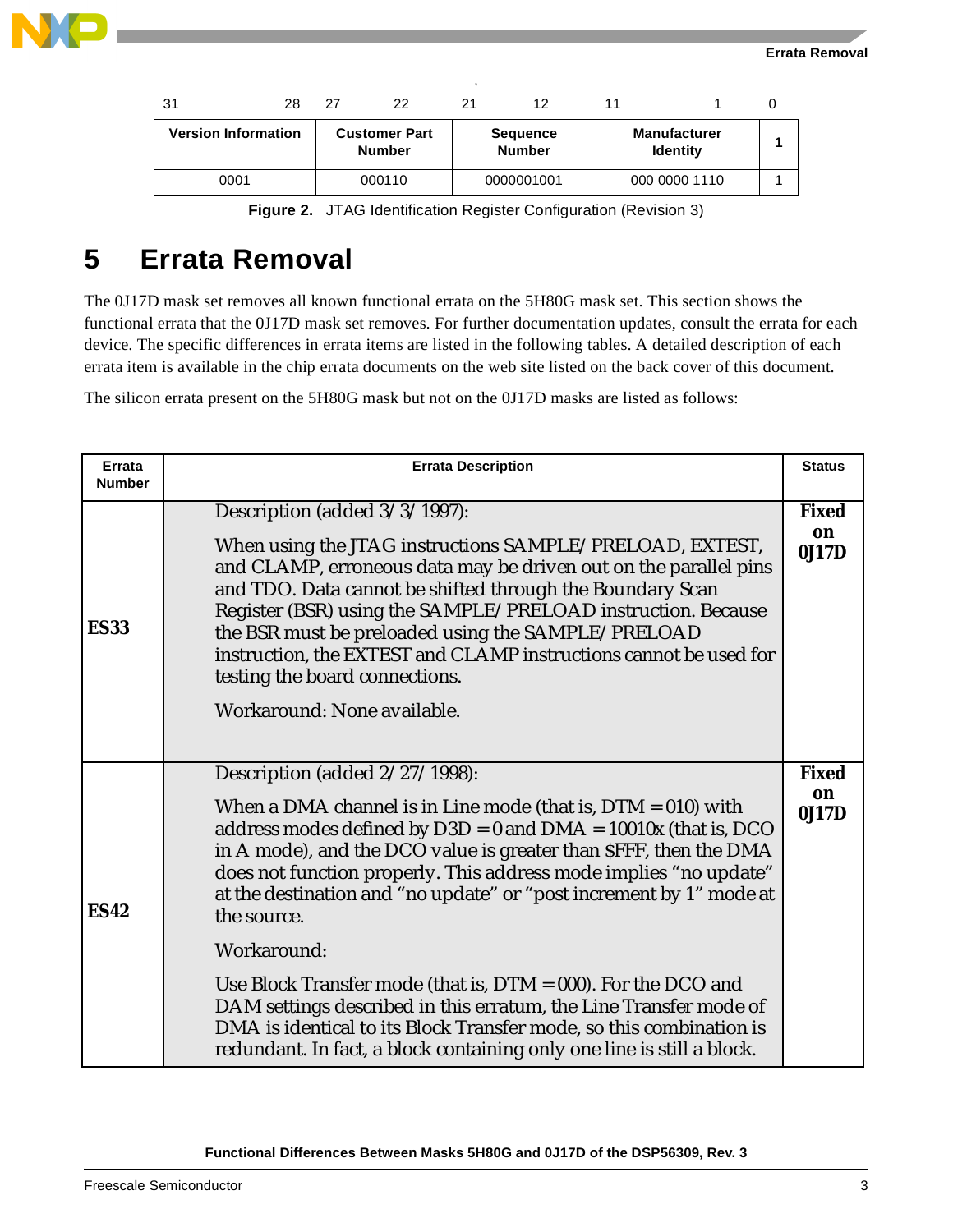| 31 28 | 27 22 | 21 12 | 11 1 | 0 |
|---|---|---|---|---|
| **Version Information** | **Customer Part Number** | **Sequence Number** | **Manufacturer Identity** | **1** |
| 0001 | 000110 | 0000001001 | 000 0000 1110 | 1 |

**Figure 2.** JTAG Identification Register Configuration (Revision 3)

# 5 Errata Removal

The 0J17D mask set removes all known functional errata on the 5H80G mask set. This section shows the functional errata that the 0J17D mask set removes. For further documentation updates, consult the errata for each device. The specific differences in errata items are listed in the following tables. A detailed description of each errata item is available in the chip errata documents on the web site listed on the back cover of this document.

The silicon errata present on the 5H80G mask but not on the 0J17D masks are listed as follows:

| Errata Number | Errata Description | Status |
|---|---|---|
| **ES33** | Description (added 3/3/1997):<br><br>When using the JTAG instructions SAMPLE/PRELOAD, EXTEST, and CLAMP, erroneous data may be driven out on the parallel pins and TDO. Data cannot be shifted through the Boundary Scan Register (BSR) using the SAMPLE/PRELOAD instruction. Because the BSR must be preloaded using the SAMPLE/PRELOAD instruction, the EXTEST and CLAMP instructions cannot be used for testing the board connections.<br><br>Workaround: None available. | **Fixed on 0J17D** |
| **ES42** | Description (added 2/27/1998):<br><br>When a DMA channel is in Line mode (that is, DTM = 010) with address modes defined by D3D = 0 and DMA = 10010x (that is, DCO in A mode), and the DCO value is greater than $FFF, then the DMA does not function properly. This address mode implies “no update” at the destination and “no update” or “post increment by 1” mode at the source.<br><br>Workaround:<br><br>Use Block Transfer mode (that is, DTM = 000). For the DCO and DAM settings described in this erratum, the Line Transfer mode of DMA is identical to its Block Transfer mode, so this combination is redundant. In fact, a block containing only one line is still a block. | **Fixed on 0J17D** |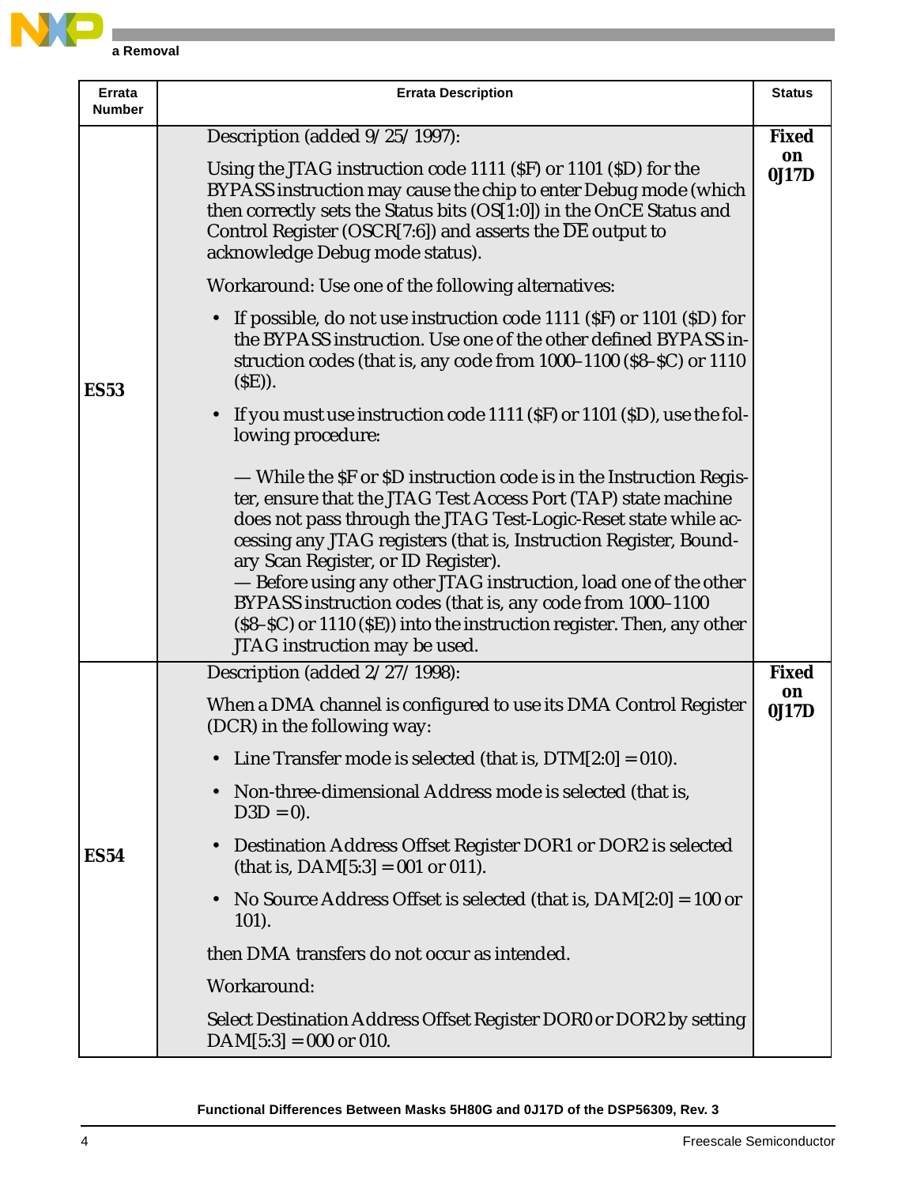| Errata Number | Errata Description | Status |
|---|---|---|
| **ES53** | Description (added 9/25/1997):<br><br>Using the JTAG instruction code 1111 ($F) or 1101 ($D) for the BYPASS instruction may cause the chip to enter Debug mode (which then correctly sets the Status bits (OS[1:0]) in the OnCE Status and Control Register (OSCR[7:6]) and asserts the $\overline{\text{DE}}$ output to acknowledge Debug mode status).<br><br>Workaround: Use one of the following alternatives:<br><br>• If possible, do not use instruction code 1111 ($F) or 1101 ($D) for the BYPASS instruction. Use one of the other defined BYPASS instruction codes (that is, any code from 1000–1100 ($8–$C) or 1110 ($E)).<br><br>• If you must use instruction code 1111 ($F) or 1101 ($D), use the following procedure:<br><br>— While the $F or $D instruction code is in the Instruction Register, ensure that the JTAG Test Access Port (TAP) state machine does not pass through the JTAG Test-Logic-Reset state while accessing any JTAG registers (that is, Instruction Register, Boundary Scan Register, or ID Register).<br>— Before using any other JTAG instruction, load one of the other BYPASS instruction codes (that is, any code from 1000–1100 ($8–$C) or 1110 ($E)) into the instruction register. Then, any other JTAG instruction may be used. | **Fixed on 0J17D** |
| **ES54** | Description (added 2/27/1998):<br><br>When a DMA channel is configured to use its DMA Control Register (DCR) in the following way:<br><br>• Line Transfer mode is selected (that is, DTM[2:0] = 010).<br><br>• Non-three-dimensional Address mode is selected (that is, D3D = 0).<br><br>• Destination Address Offset Register DOR1 or DOR2 is selected (that is, DAM[5:3] = 001 or 011).<br><br>• No Source Address Offset is selected (that is, DAM[2:0] = 100 or 101).<br><br>then DMA transfers do not occur as intended.<br><br>Workaround:<br><br>Select Destination Address Offset Register DOR0 or DOR2 by setting DAM[5:3] = 000 or 010. | **Fixed on 0J17D** |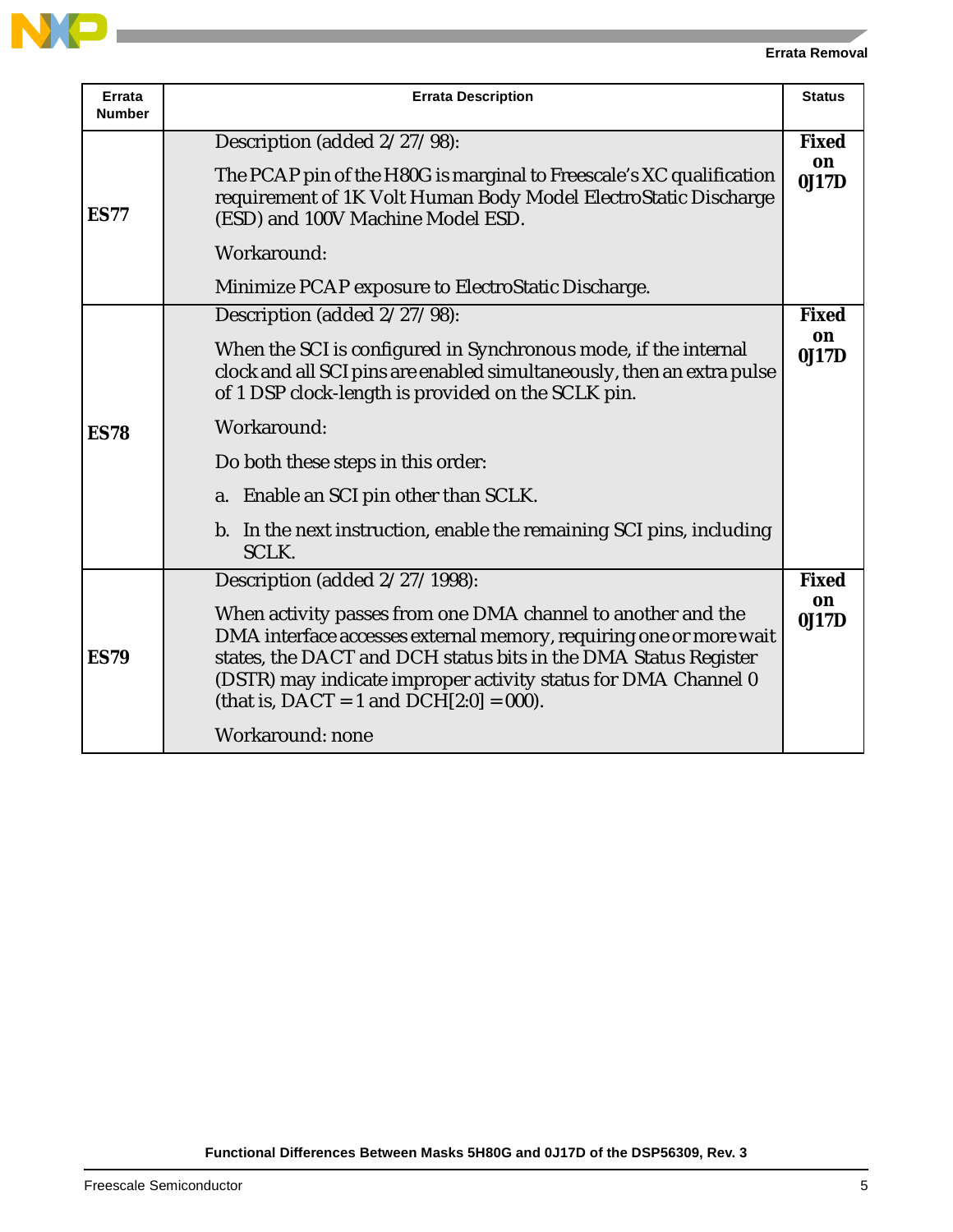| Errata Number | Errata Description | Status |
|---|---|---|
| **ES77** | Description (added 2/27/98):<br><br>The PCAP pin of the H80G is marginal to Freescale's XC qualification requirement of 1K Volt Human Body Model ElectroStatic Discharge (ESD) and 100V Machine Model ESD.<br><br>Workaround:<br><br>Minimize PCAP exposure to ElectroStatic Discharge. | **Fixed on 0J17D** |
| **ES78** | Description (added 2/27/98):<br><br>When the SCI is configured in Synchronous mode, if the internal clock and all SCI pins are enabled simultaneously, then an extra pulse of 1 DSP clock-length is provided on the SCLK pin.<br><br>Workaround:<br><br>Do both these steps in this order:<br><br>a. Enable an SCI pin other than SCLK.<br><br>b. In the next instruction, enable the remaining SCI pins, including SCLK. | **Fixed on 0J17D** |
| **ES79** | Description (added 2/27/1998):<br><br>When activity passes from one DMA channel to another and the DMA interface accesses external memory, requiring one or more wait states, the DACT and DCH status bits in the DMA Status Register (DSTR) may indicate improper activity status for DMA Channel 0 (that is, DACT = 1 and DCH[2:0] = 000).<br><br>Workaround: none | **Fixed on 0J17D** |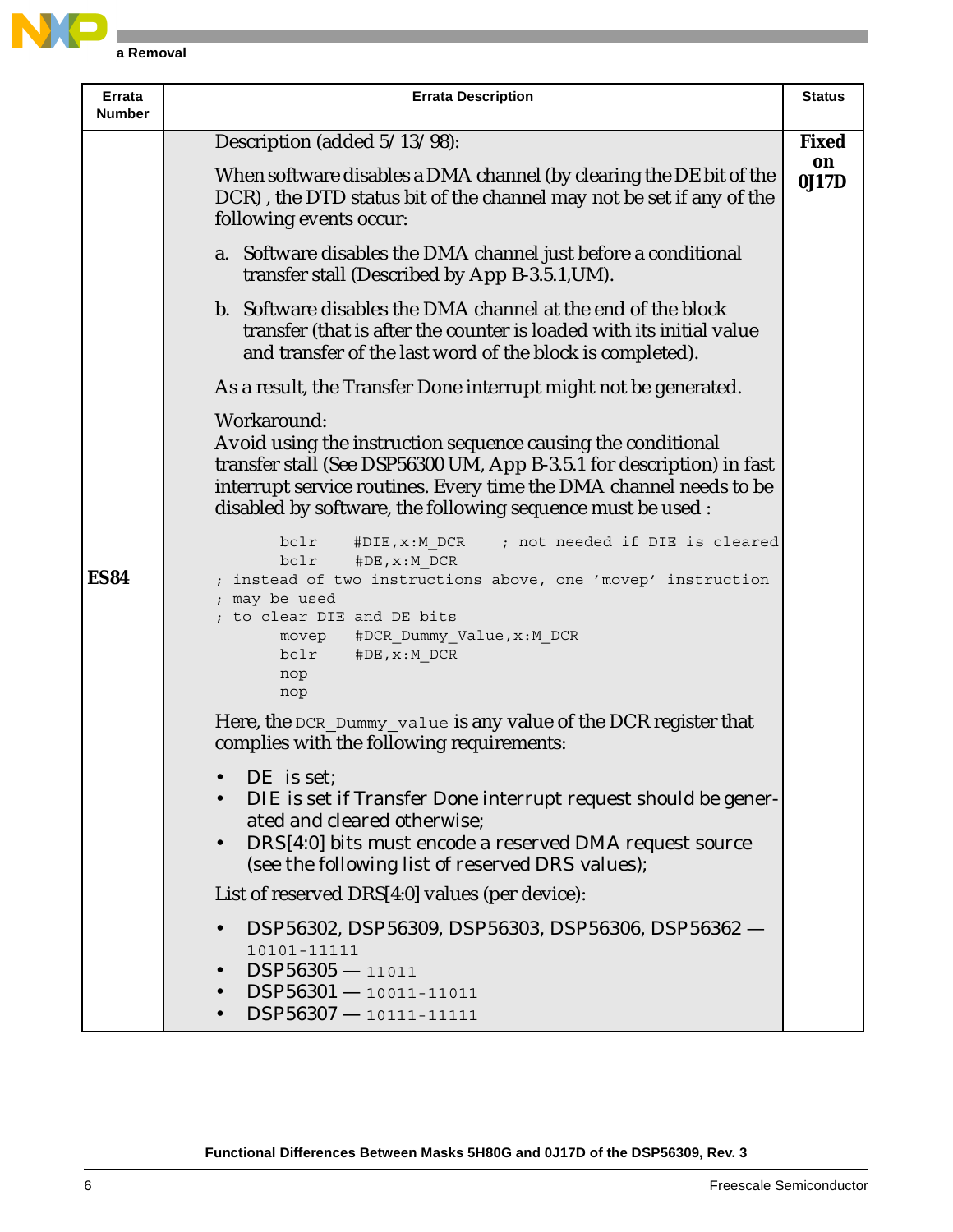| Errata Number | Errata Description | Status |
|---|---|---|
| ES84 | Description (added 5/13/98):<br><br>When software disables a DMA channel (by clearing the DE bit of the DCR) , the DTD status bit of the channel may not be set if any of the following events occur:<br><br>a. Software disables the DMA channel just before a conditional transfer stall (Described by App B-3.5.1,UM).<br><br>b. Software disables the DMA channel at the end of the block transfer (that is after the counter is loaded with its initial value and transfer of the last word of the block is completed).<br><br>As a result, the Transfer Done interrupt might not be generated.<br><br>Workaround:<br>Avoid using the instruction sequence causing the conditional transfer stall (See DSP56300 UM, App B-3.5.1 for description) in fast interrupt service routines. Every time the DMA channel needs to be disabled by software, the following sequence must be used :<br><br>`bclr #DIE,x:M_DCR ; not needed if DIE is cleared`<br>`bclr #DE,x:M_DCR`<br>`; instead of two instructions above, one 'movep' instruction`<br>`; may be used`<br>`; to clear DIE and DE bits`<br>`movep #DCR_Dummy_Value,x:M_DCR`<br>`bclr #DE,x:M_DCR`<br>`nop`<br>`nop`<br><br>Here, the `DCR_Dummy_value` is any value of the DCR register that complies with the following requirements:<br><br>• DE is set;<br>• DIE is set if Transfer Done interrupt request should be generated and cleared otherwise;<br>• DRS[4:0] bits must encode a reserved DMA request source (see the following list of reserved DRS values);<br><br>List of reserved DRS[4:0] values (per device):<br><br>• DSP56302, DSP56309, DSP56303, DSP56306, DSP56362 — `10101-11111`<br>• DSP56305 — `11011`<br>• DSP56301 — `10011-11011`<br>• DSP56307 — `10111-11111` | **Fixed on 0J17D** |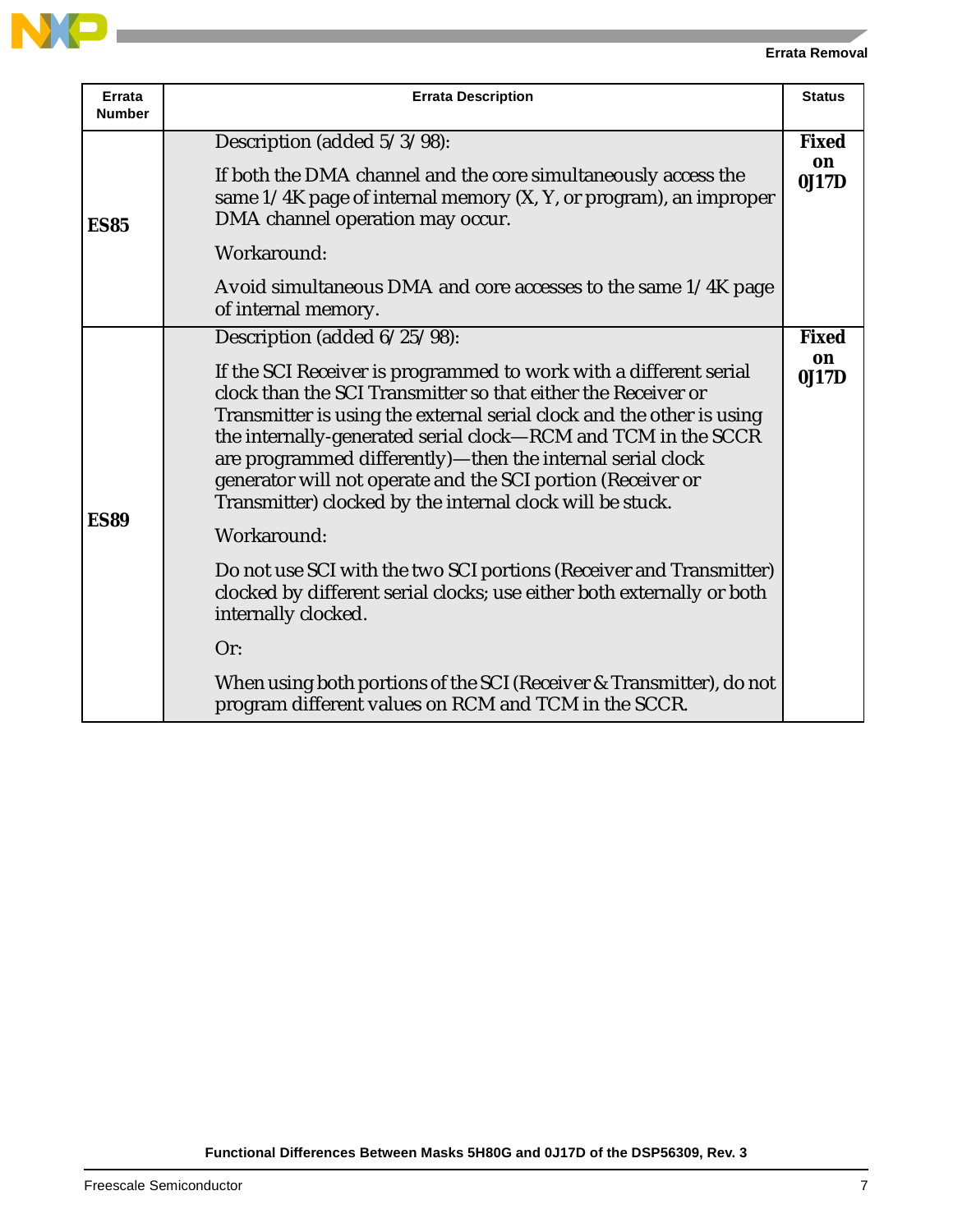| Errata Number | Errata Description | Status |
|---|---|---|
| **ES85** | Description (added 5/3/98):<br>If both the DMA channel and the core simultaneously access the same 1/4K page of internal memory (X, Y, or program), an improper DMA channel operation may occur.<br>Workaround:<br>Avoid simultaneous DMA and core accesses to the same 1/4K page of internal memory. | **Fixed on 0J17D** |
| **ES89** | Description (added 6/25/98):<br>If the SCI Receiver is programmed to work with a different serial clock than the SCI Transmitter so that either the Receiver or Transmitter is using the external serial clock and the other is using the internally-generated serial clock—RCM and TCM in the SCCR are programmed differently)—then the internal serial clock generator will not operate and the SCI portion (Receiver or Transmitter) clocked by the internal clock will be stuck.<br>Workaround:<br>Do not use SCI with the two SCI portions (Receiver and Transmitter) clocked by different serial clocks; use either both externally or both internally clocked.<br>Or:<br>When using both portions of the SCI (Receiver & Transmitter), do not program different values on RCM and TCM in the SCCR. | **Fixed on 0J17D** |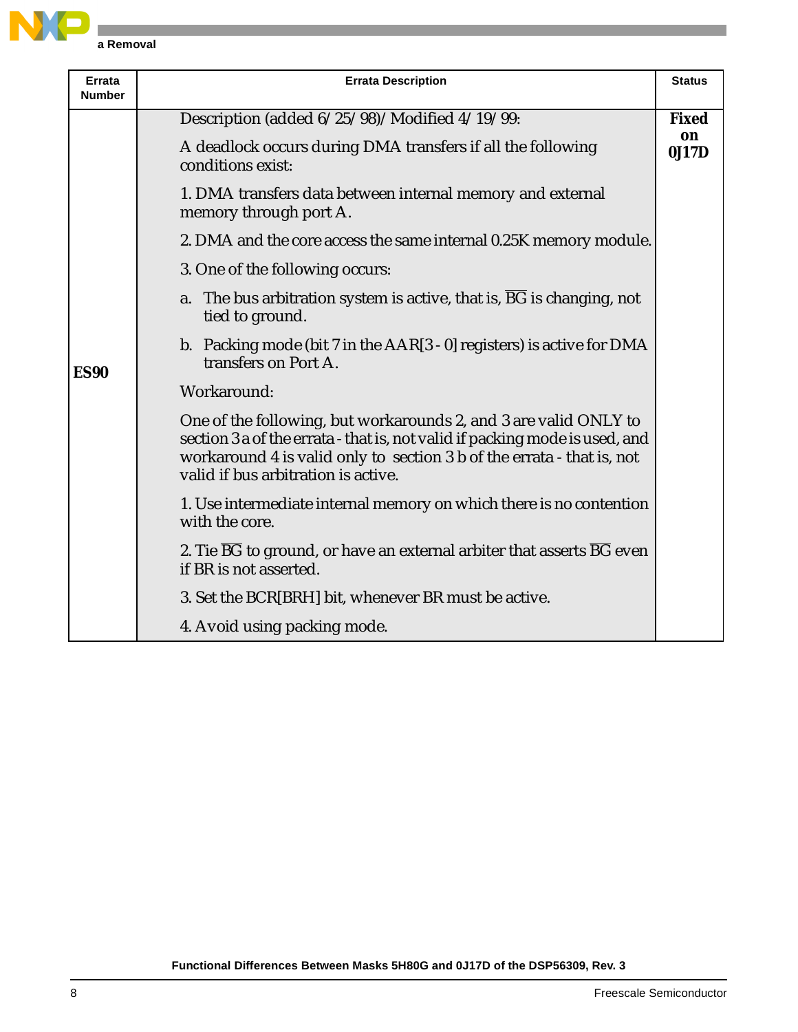| Errata Number | Errata Description | Status |
|---|---|---|
| ES90 | Description (added 6/25/98)/Modified 4/19/99:<br><br>A deadlock occurs during DMA transfers if all the following conditions exist:<br><br>1. DMA transfers data between internal memory and external memory through port A.<br><br>2. DMA and the core access the same internal 0.25K memory module.<br><br>3. One of the following occurs:<br><br>a. The bus arbitration system is active, that is, $\overline{BG}$ is changing, not tied to ground.<br><br>b. Packing mode (bit 7 in the AAR[3 - 0] registers) is active for DMA transfers on Port A.<br><br>Workaround:<br><br>One of the following, but workarounds 2, and 3 are valid ONLY to section 3a of the errata - that is, not valid if packing mode is used, and workaround 4 is valid only to section 3b of the errata - that is, not valid if bus arbitration is active.<br><br>1. Use intermediate internal memory on which there is no contention with the core.<br><br>2. Tie $\overline{BG}$ to ground, or have an external arbiter that asserts $\overline{BG}$ even if BR is not asserted.<br><br>3. Set the BCR[BRH] bit, whenever BR must be active.<br><br>4. Avoid using packing mode. | **Fixed on 0J17D** |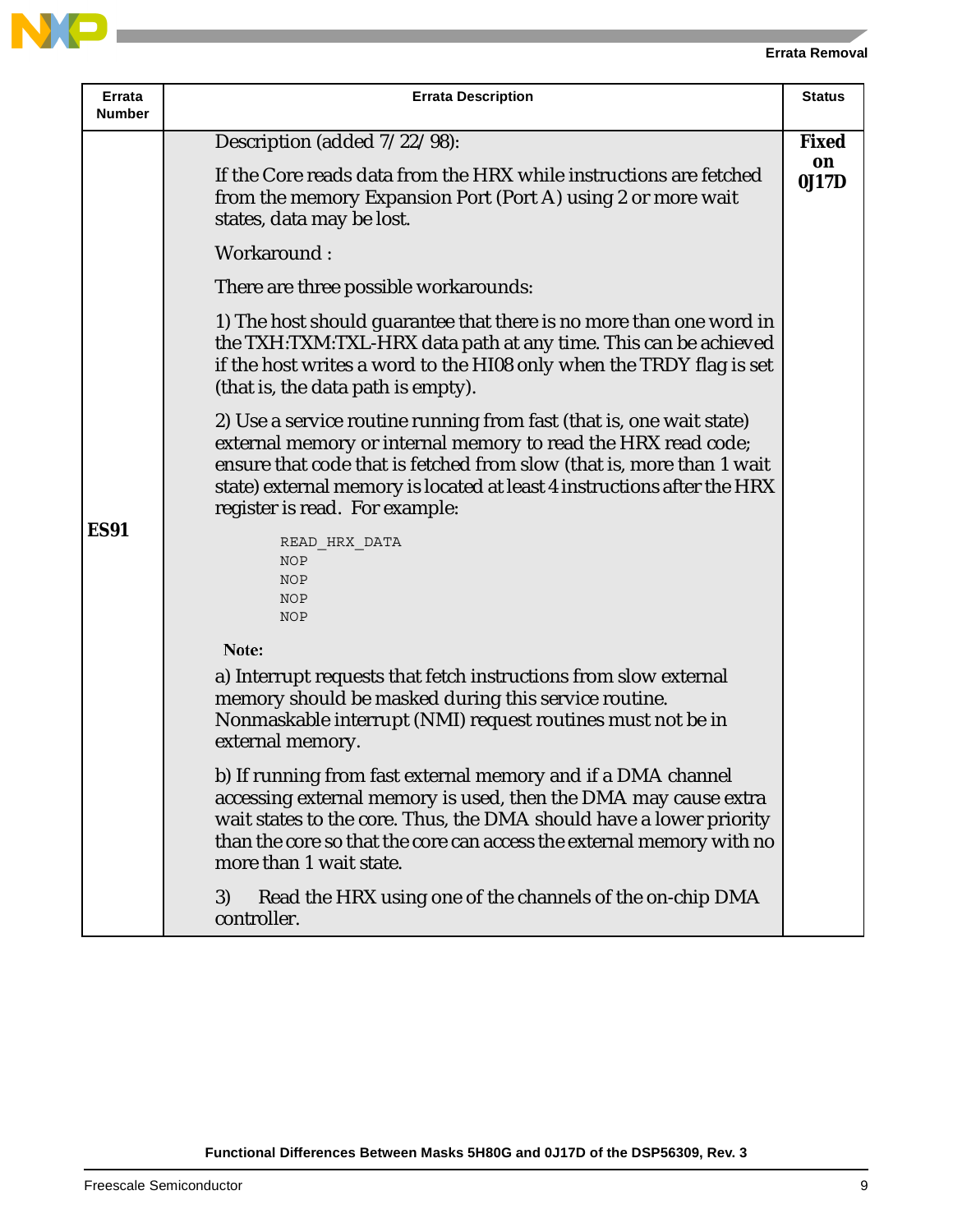| Errata Number | Errata Description | Status |
|---|---|---|
| **ES91** | Description (added 7/22/98):<br><br>If the Core reads data from the HRX while instructions are fetched from the memory Expansion Port (Port A) using 2 or more wait states, data may be lost.<br><br>Workaround :<br><br>There are three possible workarounds:<br><br>1) The host should guarantee that there is no more than one word in the TXH:TXM:TXL-HRX data path at any time. This can be achieved if the host writes a word to the HI08 only when the TRDY flag is set (that is, the data path is empty).<br><br>2) Use a service routine running from fast (that is, one wait state) external memory or internal memory to read the HRX read code; ensure that code that is fetched from slow (that is, more than 1 wait state) external memory is located at least 4 instructions after the HRX register is read. For example:<br><br>`READ_HRX_DATA`<br>`NOP`<br>`NOP`<br>`NOP`<br>`NOP`<br><br>**Note:**<br><br>a) Interrupt requests that fetch instructions from slow external memory should be masked during this service routine. Nonmaskable interrupt (NMI) request routines must not be in external memory.<br><br>b) If running from fast external memory and if a DMA channel accessing external memory is used, then the DMA may cause extra wait states to the core. Thus, the DMA should have a lower priority than the core so that the core can access the external memory with no more than 1 wait state.<br><br>3) Read the HRX using one of the channels of the on-chip DMA controller. | **Fixed on 0J17D** |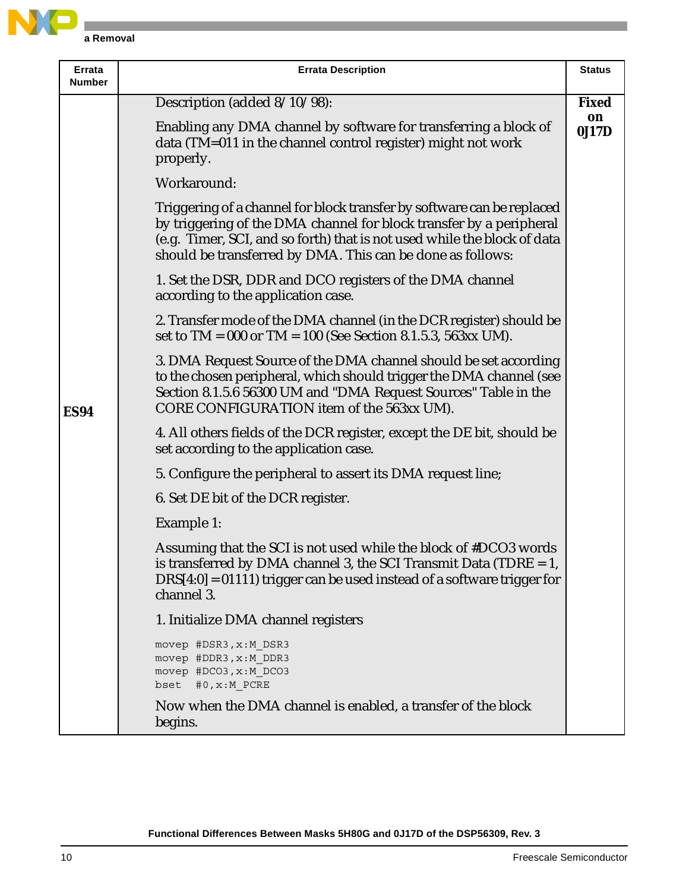| Errata Number | Errata Description | Status |
|---|---|---|
| **ES94** | Description (added 8/10/98):<br><br>Enabling any DMA channel by software for transferring a block of data (TM=011 in the channel control register) might not work properly.<br><br>Workaround:<br><br>Triggering of a channel for block transfer by software can be replaced by triggering of the DMA channel for block transfer by a peripheral (e.g. Timer, SCI, and so forth) that is not used while the block of data should be transferred by DMA. This can be done as follows:<br><br>1. Set the DSR, DDR and DCO registers of the DMA channel according to the application case.<br><br>2. Transfer mode of the DMA channel (in the DCR register) should be set to TM = 000 or TM = 100 (See Section 8.1.5.3, 563xx UM).<br><br>3. DMA Request Source of the DMA channel should be set according to the chosen peripheral, which should trigger the DMA channel (see Section 8.1.5.6 56300 UM and "DMA Request Sources" Table in the CORE CONFIGURATION item of the 563xx UM).<br><br>4. All others fields of the DCR register, except the DE bit, should be set according to the application case.<br><br>5. Configure the peripheral to assert its DMA request line;<br><br>6. Set DE bit of the DCR register.<br><br>Example 1:<br><br>Assuming that the SCI is not used while the block of #DCO3 words is transferred by DMA channel 3, the SCI Transmit Data (TDRE = 1, DRS[4:0] = 01111) trigger can be used instead of a software trigger for channel 3.<br><br>1. Initialize DMA channel registers<br><br>`movep #DSR3,x:M_DSR3`<br>`movep #DDR3,x:M_DDR3`<br>`movep #DCO3,x:M_DCO3`<br>`bset #0,x:M_PCRE`<br><br>Now when the DMA channel is enabled, a transfer of the block begins. | **Fixed on 0J17D** |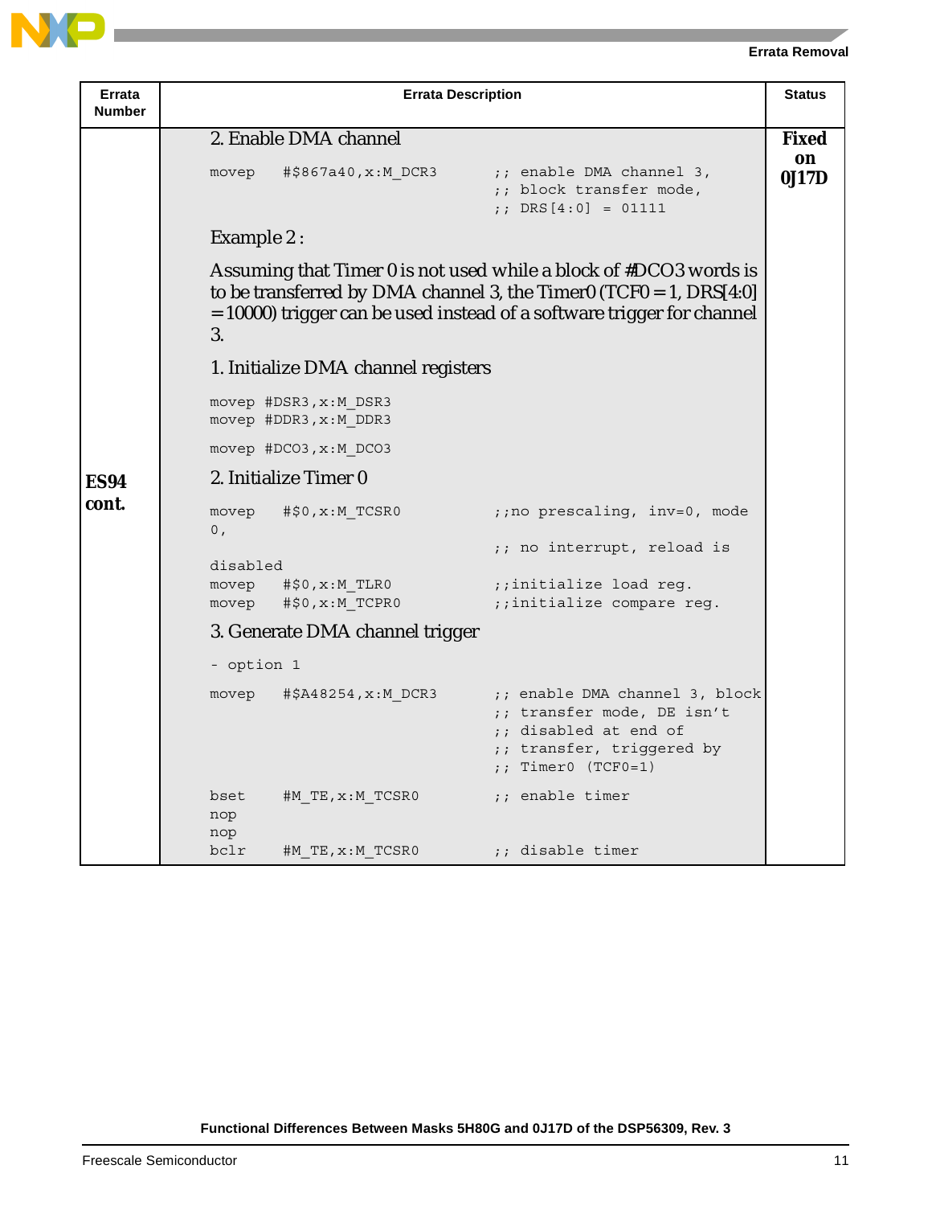| Errata Number | Errata Description | Status |
|---|---|---|
| **ES94 cont.** | 2. Enable DMA channel<br>`movep #$867a40,x:M_DCR3 ;; enable DMA channel 3,`<br>`;; block transfer mode,`<br>`;; DRS[4:0] = 01111`<br><br>Example 2 :<br><br>Assuming that Timer 0 is not used while a block of #DCO3 words is to be transferred by DMA channel 3, the Timer0 (TCF0 = 1, DRS[4:0] = 10000) trigger can be used instead of a software trigger for channel 3.<br><br>1. Initialize DMA channel registers<br>`movep #DSR3,x:M_DSR3`<br>`movep #DDR3,x:M_DDR3`<br>`movep #DCO3,x:M_DCO3`<br><br>2. Initialize Timer 0<br>`movep #$0,x:M_TCSR0 ;;no prescaling, inv=0, mode 0,`<br>`;; no interrupt, reload is disabled`<br>`movep #$0,x:M_TLR0 ;;initialize load reg.`<br>`movep #$0,x:M_TCPR0 ;;initialize compare reg.`<br><br>3. Generate DMA channel trigger<br>`- option 1`<br>`movep #$A48254,x:M_DCR3 ;; enable DMA channel 3, block`<br>`;; transfer mode, DE isn't`<br>`;; disabled at end of`<br>`;; transfer, triggered by`<br>`;; Timer0 (TCF0=1)`<br>`bset #M_TE,x:M_TCSR0 ;; enable timer`<br>`nop`<br>`nop`<br>`bclr #M_TE,x:M_TCSR0 ;; disable timer` | **Fixed on 0J17D** |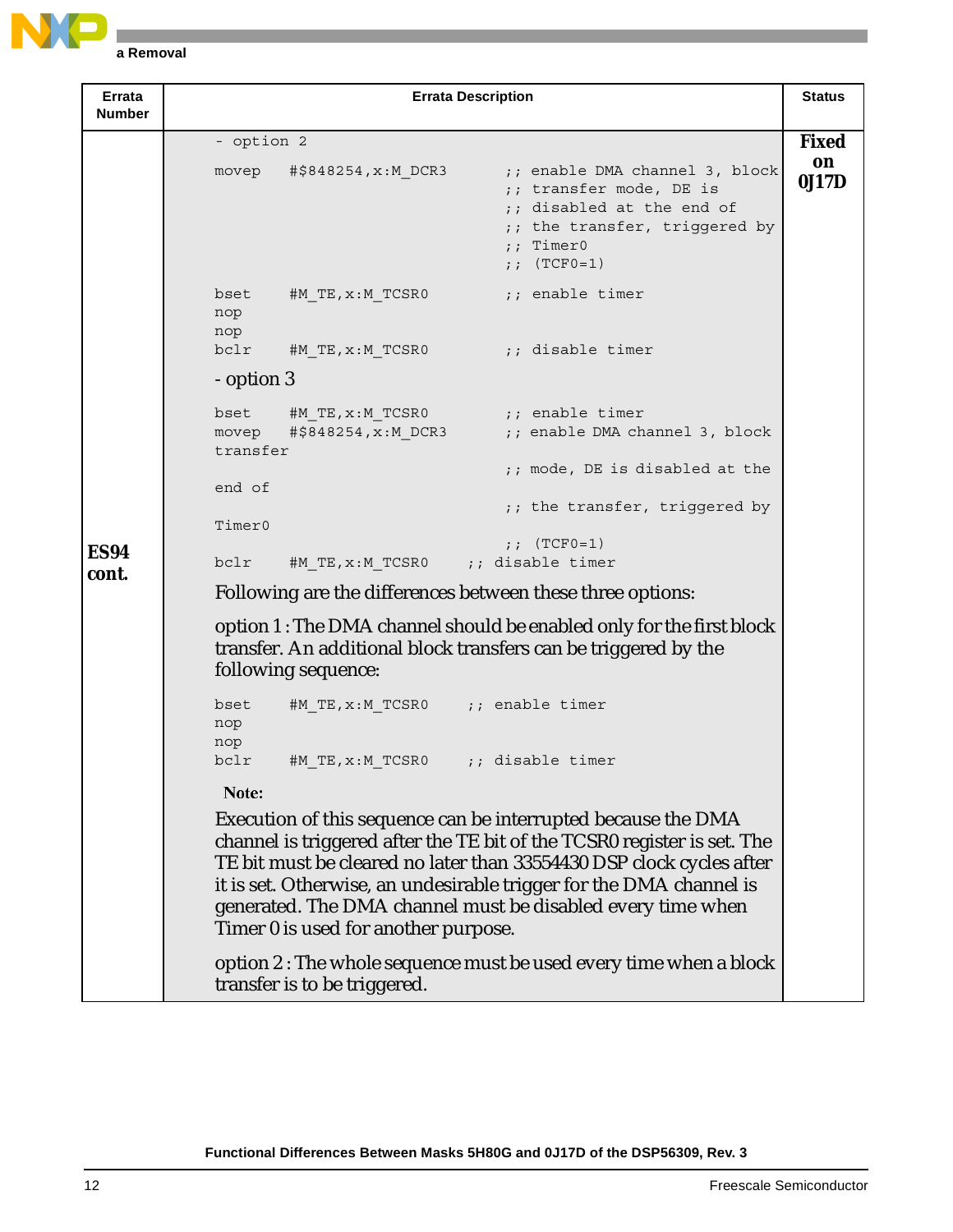| Errata Number | Errata Description | Status |
|---|---|---|
| **ES94 cont.** | - option 2<br>`movep #$848254,x:M_DCR3 ;; enable DMA channel 3, block ;; transfer mode, DE is ;; disabled at the end of ;; the transfer, triggered by ;; Timer0 ;; (TCF0=1)`<br>`bset #M_TE,x:M_TCSR0 ;; enable timer`<br>`nop`<br>`nop`<br>`bclr #M_TE,x:M_TCSR0 ;; disable timer`<br>- option 3<br>`bset #M_TE,x:M_TCSR0 ;; enable timer`<br>`movep #$848254,x:M_DCR3 ;; enable DMA channel 3, block transfer ;; mode, DE is disabled at the end of ;; the transfer, triggered by Timer0 ;; (TCF0=1)`<br>`bclr #M_TE,x:M_TCSR0 ;; disable timer`<br>Following are the differences between these three options:<br>option 1 : The DMA channel should be enabled only for the first block transfer. An additional block transfers can be triggered by the following sequence:<br>`bset #M_TE,x:M_TCSR0 ;; enable timer`<br>`nop`<br>`nop`<br>`bclr #M_TE,x:M_TCSR0 ;; disable timer`<br>**Note:**<br>Execution of this sequence can be interrupted because the DMA channel is triggered after the TE bit of the TCSR0 register is set. The TE bit must be cleared no later than 33554430 DSP clock cycles after it is set. Otherwise, an undesirable trigger for the DMA channel is generated. The DMA channel must be disabled every time when Timer 0 is used for another purpose.<br>option 2 : The whole sequence must be used every time when a block transfer is to be triggered. | **Fixed on 0J17D** |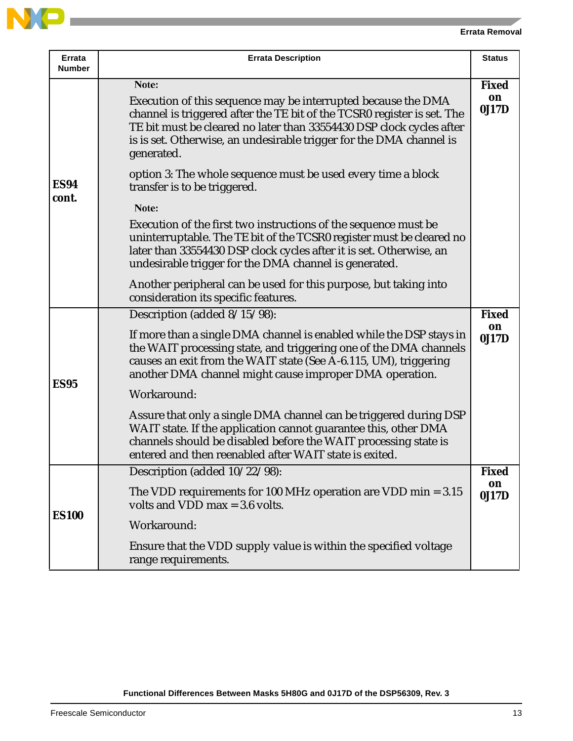| Errata Number | Errata Description | Status |
|---|---|---|
| **ES94 cont.** | **Note:** Execution of this sequence may be interrupted because the DMA channel is triggered after the TE bit of the TCSR0 register is set. The TE bit must be cleared no later than 33554430 DSP clock cycles after is is set. Otherwise, an undesirable trigger for the DMA channel is generated.<br><br>option 3: The whole sequence must be used every time a block transfer is to be triggered.<br><br>**Note:** Execution of the first two instructions of the sequence must be uninterruptable. The TE bit of the TCSR0 register must be cleared no later than 33554430 DSP clock cycles after it is set. Otherwise, an undesirable trigger for the DMA channel is generated.<br><br>Another peripheral can be used for this purpose, but taking into consideration its specific features. | **Fixed on 0J17D** |
| **ES95** | Description (added 8/15/98):<br><br>If more than a single DMA channel is enabled while the DSP stays in the WAIT processing state, and triggering one of the DMA channels causes an exit from the WAIT state (See A-6.115, UM), triggering another DMA channel might cause improper DMA operation.<br><br>Workaround:<br><br>Assure that only a single DMA channel can be triggered during DSP WAIT state. If the application cannot guarantee this, other DMA channels should be disabled before the WAIT processing state is entered and then reenabled after WAIT state is exited. | **Fixed on 0J17D** |
| **ES100** | Description (added 10/22/98):<br><br>The VDD requirements for 100 MHz operation are VDD min = 3.15 volts and VDD max = 3.6 volts.<br><br>Workaround:<br><br>Ensure that the VDD supply value is within the specified voltage range requirements. | **Fixed on 0J17D** |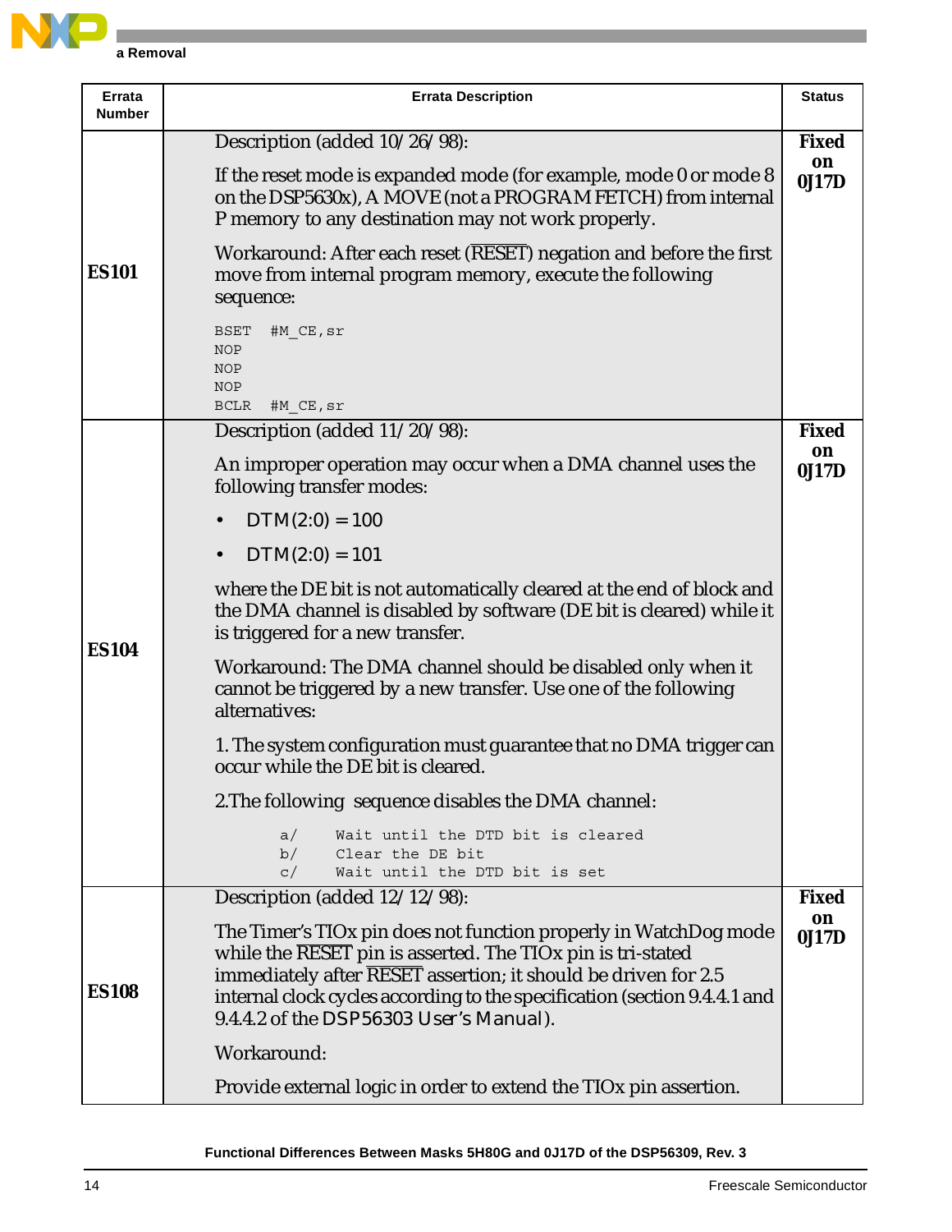| Errata Number | Errata Description | Status |
|---|---|---|
| **ES101** | Description (added 10/26/98):<br><br>If the reset mode is expanded mode (for example, mode 0 or mode 8 on the DSP5630x), A MOVE (not a PROGRAM FETCH) from internal P memory to any destination may not work properly.<br><br>Workaround: After each reset (RESET) negation and before the first move from internal program memory, execute the following sequence:<br><br>`BSET #M_CE,sr`<br>`NOP`<br>`NOP`<br>`NOP`<br>`BCLR #M_CE,sr` | **Fixed on 0J17D** |
| **ES104** | Description (added 11/20/98):<br><br>An improper operation may occur when a DMA channel uses the following transfer modes:<br><br>• DTM(2:0) = 100<br>• DTM(2:0) = 101<br><br>where the DE bit is not automatically cleared at the end of block and the DMA channel is disabled by software (DE bit is cleared) while it is triggered for a new transfer.<br><br>Workaround: The DMA channel should be disabled only when it cannot be triggered by a new transfer. Use one of the following alternatives:<br><br>1. The system configuration must guarantee that no DMA trigger can occur while the DE bit is cleared.<br><br>2.The following sequence disables the DMA channel:<br><br>`a/ Wait until the DTD bit is cleared`<br>`b/ Clear the DE bit`<br>`c/ Wait until the DTD bit is set` | **Fixed on 0J17D** |
| **ES108** | Description (added 12/12/98):<br><br>The Timer's TIOx pin does not function properly in WatchDog mode while the RESET pin is asserted. The TIOx pin is tri-stated immediately after RESET assertion; it should be driven for 2.5 internal clock cycles according to the specification (section 9.4.4.1 and 9.4.4.2 of the *DSP56303 User's Manual*).<br><br>Workaround:<br><br>Provide external logic in order to extend the TIOx pin assertion. | **Fixed on 0J17D** |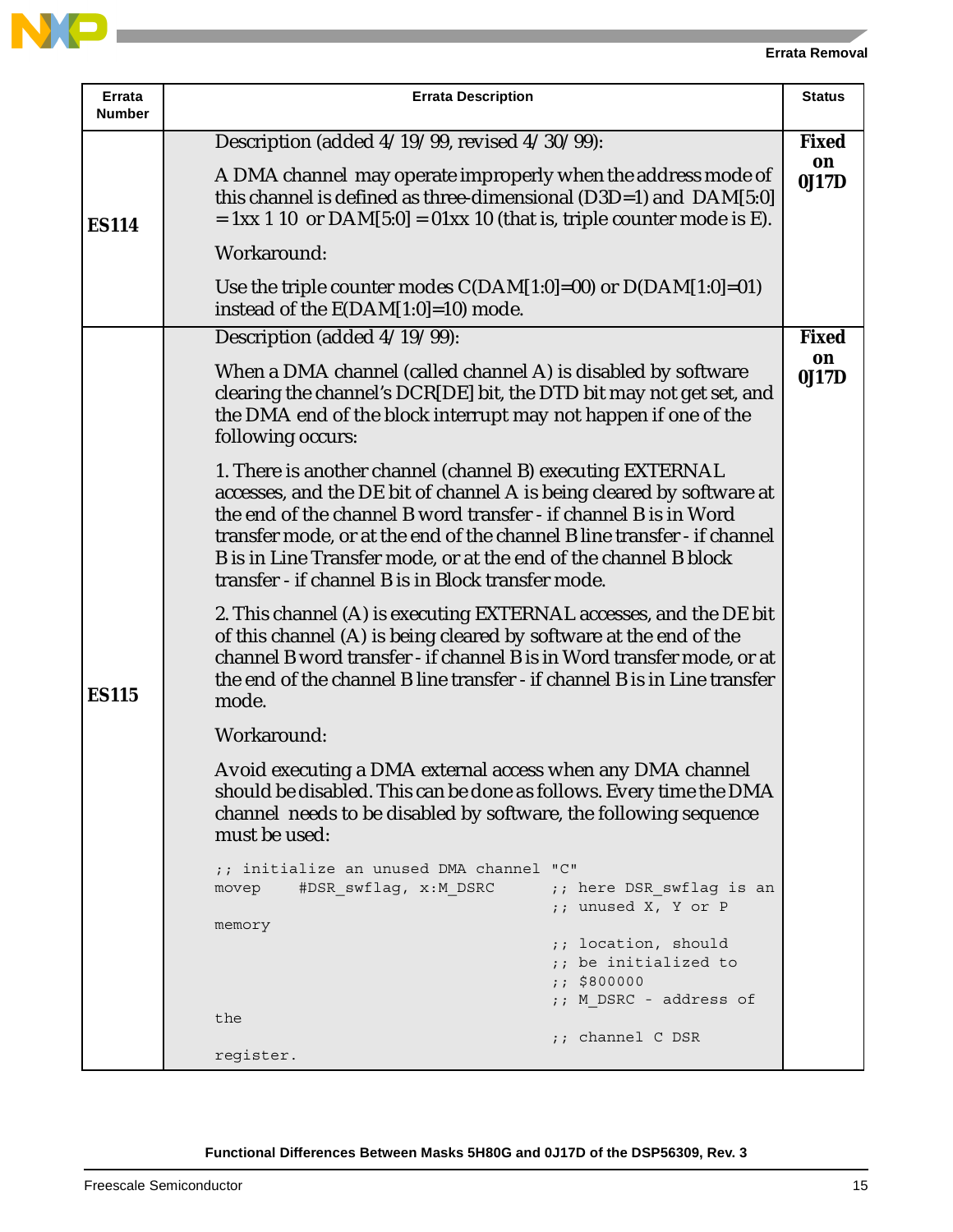| Errata Number | Errata Description | Status |
|---|---|---|
| **ES114** | Description (added 4/19/99, revised 4/30/99):<br><br>A DMA channel may operate improperly when the address mode of this channel is defined as three-dimensional (D3D=1) and DAM[5:0] = 1xx 1 10 or DAM[5:0] = 01xx 10 (that is, triple counter mode is E).<br><br>Workaround:<br><br>Use the triple counter modes C(DAM[1:0]=00) or D(DAM[1:0]=01) instead of the E(DAM[1:0]=10) mode. | **Fixed on 0J17D** |
| **ES115** | Description (added 4/19/99):<br><br>When a DMA channel (called channel A) is disabled by software clearing the channel's DCR[DE] bit, the DTD bit may not get set, and the DMA end of the block interrupt may not happen if one of the following occurs:<br><br>1. There is another channel (channel B) executing EXTERNAL accesses, and the DE bit of channel A is being cleared by software at the end of the channel B word transfer - if channel B is in Word transfer mode, or at the end of the channel B line transfer - if channel B is in Line Transfer mode, or at the end of the channel B block transfer - if channel B is in Block transfer mode.<br><br>2. This channel (A) is executing EXTERNAL accesses, and the DE bit of this channel (A) is being cleared by software at the end of the channel B word transfer - if channel B is in Word transfer mode, or at the end of the channel B line transfer - if channel B is in Line transfer mode.<br><br>Workaround:<br><br>Avoid executing a DMA external access when any DMA channel should be disabled. This can be done as follows. Every time the DMA channel needs to be disabled by software, the following sequence must be used:<br><br>`;; initialize an unused DMA channel "C"`<br>`movep    #DSR_swflag, x:M_DSRC      ;; here DSR_swflag is an`<br>`                                    ;; unused X, Y or P memory`<br>`                                    ;; location, should`<br>`                                    ;; be initialized to`<br>`                                    ;; $800000`<br>`                                    ;; M_DSRC - address of the`<br>`                                    ;; channel C DSR register.` | **Fixed on 0J17D** |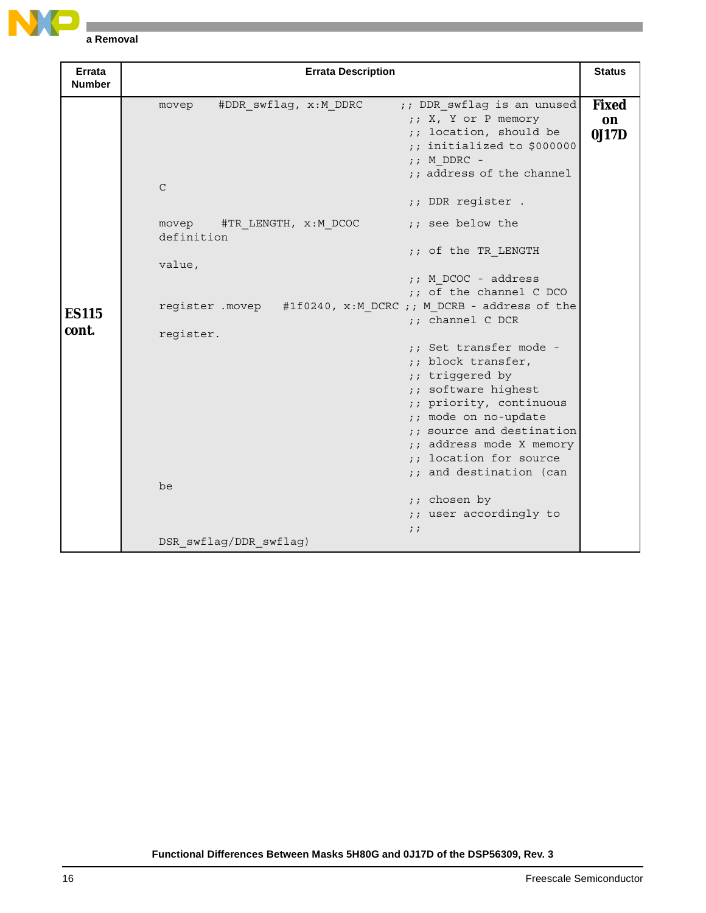| Errata Number | Errata Description | Status |
|---|---|---|
| **ES115 cont.** | `movep #DDR_swflag, x:M_DDRC ;; DDR_swflag is an unused ;; X, Y or P memory ;; location, should be ;; initialized to $000000 ;; M_DDRC - ;; address of the channel C ;; DDR register .`<br>`movep #TR_LENGTH, x:M_DCOC ;; see below the definition ;; of the TR_LENGTH value, ;; M_DCOC - address ;; of the channel C DCO register .movep #1f0240, x:M_DCRC ;; M_DCRB - address of the ;; channel C DCR register. ;; Set transfer mode - ;; block transfer, ;; triggered by ;; software highest ;; priority, continuous ;; mode on no-update ;; source and destination ;; address mode X memory ;; location for source ;; and destination (can be ;; chosen by ;; user accordingly to ;; DSR_swflag/DDR_swflag)` | **Fixed on 0J17D** |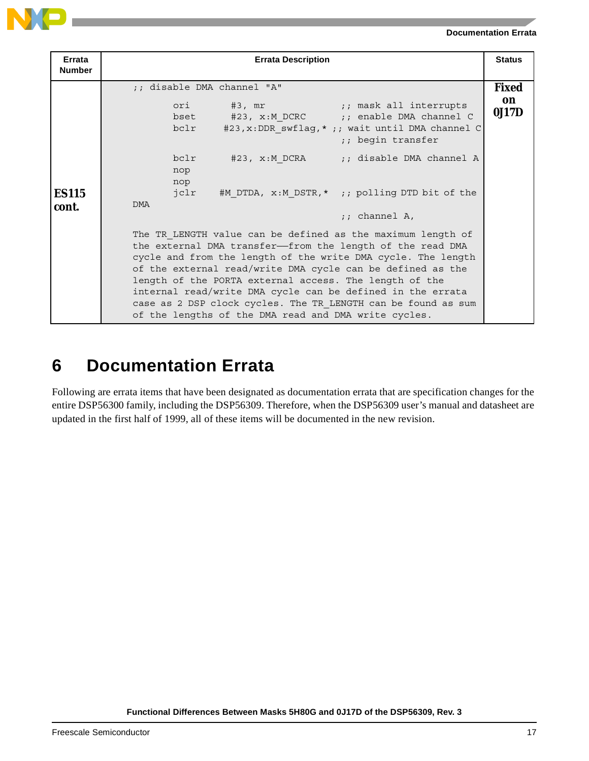| Errata Number | Errata Description | Status |
|---|---|---|
| **ES115 cont.** | `;; disable DMA channel "A"`<br>`ori #3, mr ;; mask all interrupts`<br>`bset #23, x:M_DCRC ;; enable DMA channel C`<br>`bclr #23,x:DDR_swflag,* ;; wait until DMA channel C`<br>`;; begin transfer`<br>`bclr #23, x:M_DCRA ;; disable DMA channel A`<br>`nop`<br>`nop`<br>`jclr #M_DTDA, x:M_DSTR,* ;; polling DTD bit of the DMA`<br>`;; channel A,`<br><br>The TR_LENGTH value can be defined as the maximum length of the external DMA transfer—from the length of the read DMA cycle and from the length of the write DMA cycle. The length of the external read/write DMA cycle can be defined as the length of the PORTA external access. The length of the internal read/write DMA cycle can be defined in the errata case as 2 DSP clock cycles. The TR_LENGTH can be found as sum of the lengths of the DMA read and DMA write cycles. | **Fixed on 0J17D** |

# 6 Documentation Errata

Following are errata items that have been designated as documentation errata that are specification changes for the entire DSP56300 family, including the DSP56309. Therefore, when the DSP56309 user's manual and datasheet are updated in the first half of 1999, all of these items will be documented in the new revision.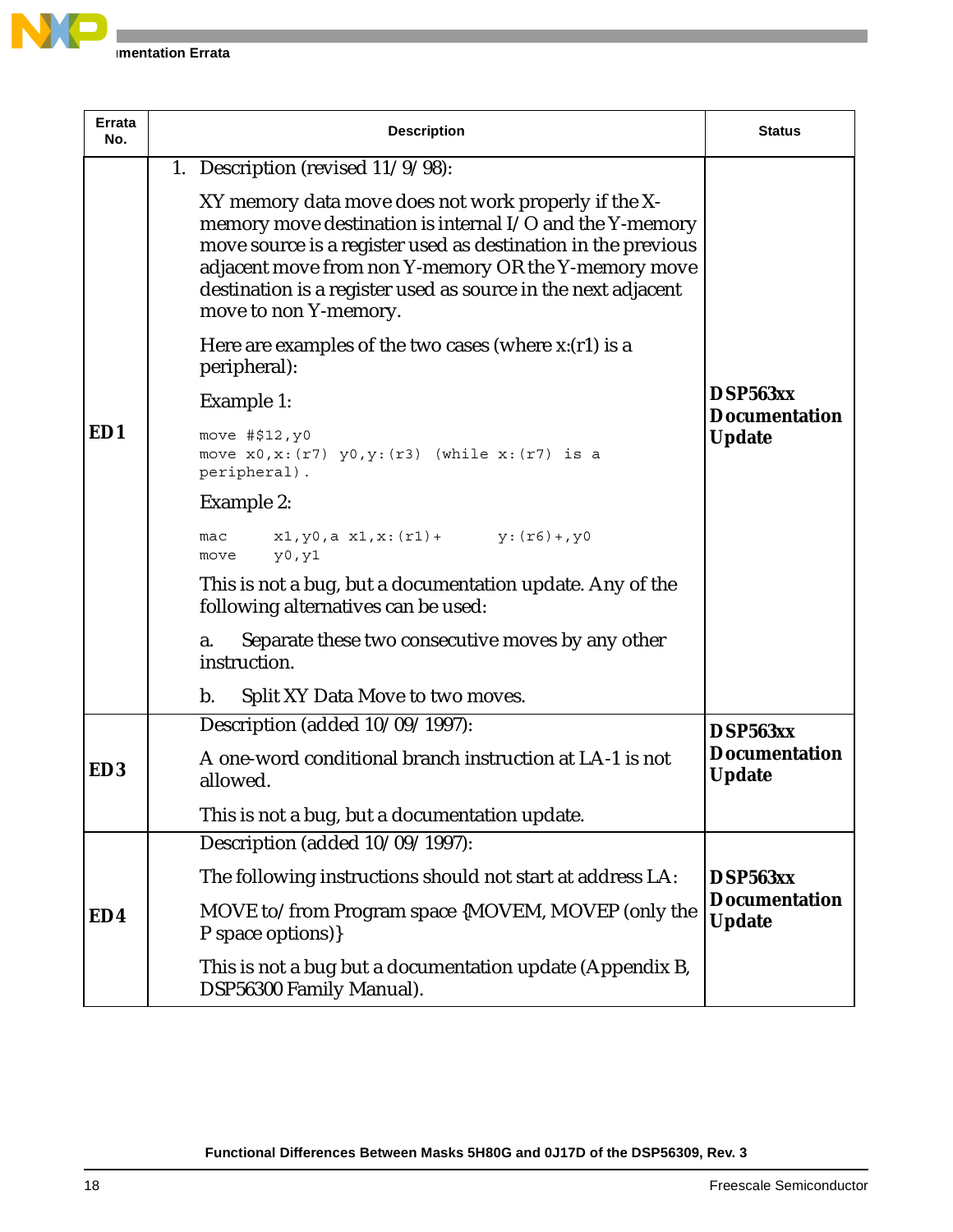| Errata No. | Description | Status |
|---|---|---|
| **ED1** | 1. Description (revised 11/9/98):<br><br>XY memory data move does not work properly if the X-memory move destination is internal I/O and the Y-memory move source is a register used as destination in the previous adjacent move from non Y-memory OR the Y-memory move destination is a register used as source in the next adjacent move to non Y-memory.<br><br>Here are examples of the two cases (where x:(r1) is a peripheral):<br><br>Example 1:<br><br>`move #$12,y0`<br>`move x0,x:(r7) y0,y:(r3) (while x:(r7) is a peripheral).`<br><br>Example 2:<br><br>`mac x1,y0,a x1,x:(r1)+ y:(r6)+,y0`<br>`move y0,y1`<br><br>This is not a bug, but a documentation update. Any of the following alternatives can be used:<br><br>a. Separate these two consecutive moves by any other instruction.<br><br>b. Split XY Data Move to two moves. | **DSP563xx Documentation Update** |
| **ED3** | Description (added 10/09/1997):<br><br>A one-word conditional branch instruction at LA-1 is not allowed.<br><br>This is not a bug, but a documentation update. | **DSP563xx Documentation Update** |
| **ED4** | Description (added 10/09/1997):<br><br>The following instructions should not start at address LA:<br><br>MOVE to/from Program space {MOVEM, MOVEP (only the P space options)}<br><br>This is not a bug but a documentation update (Appendix B, DSP56300 Family Manual). | **DSP563xx Documentation Update** |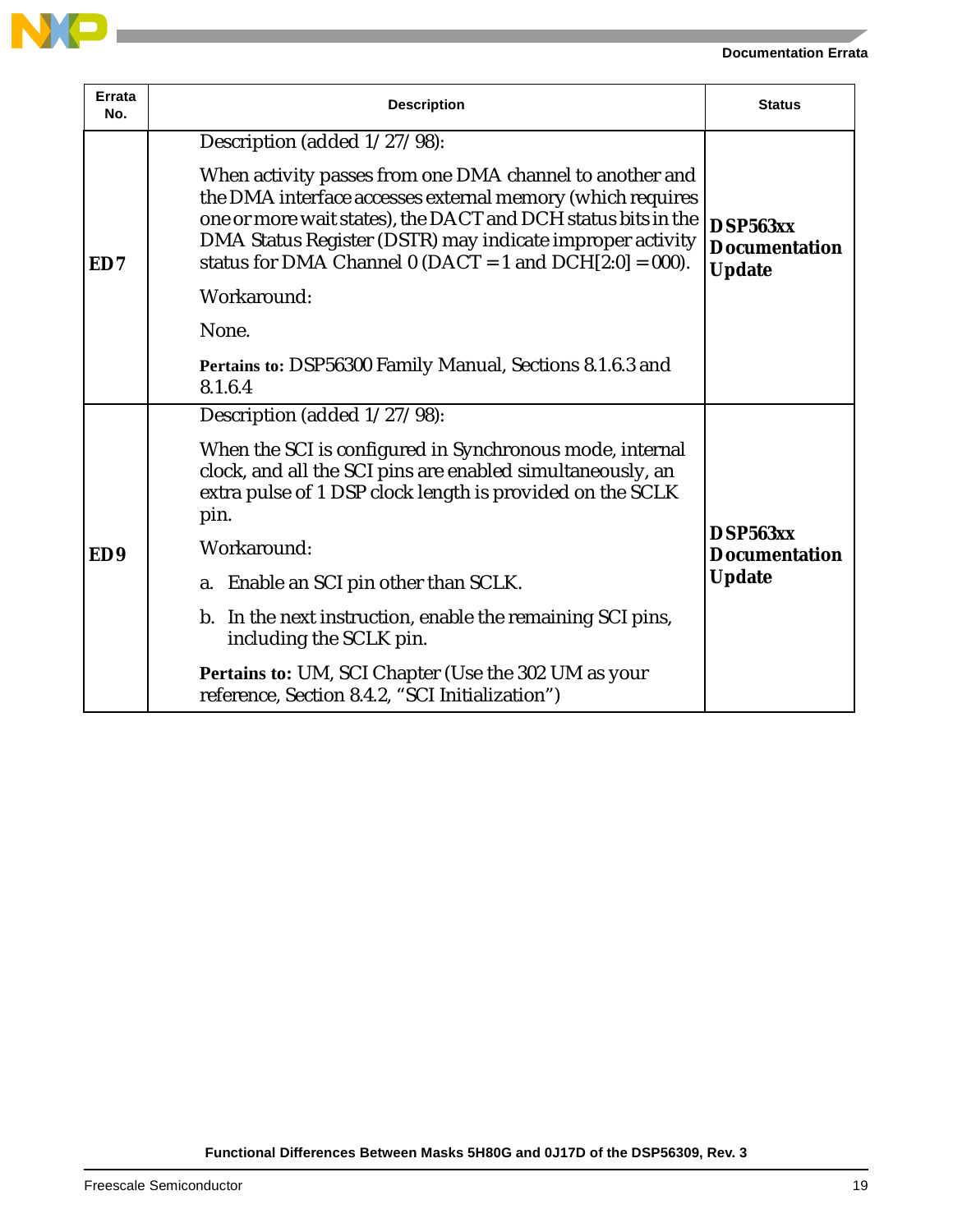| Errata No. | Description | Status |
|---|---|---|
| **ED7** | Description (added 1/27/98):<br><br>When activity passes from one DMA channel to another and the DMA interface accesses external memory (which requires one or more wait states), the DACT and DCH status bits in the DMA Status Register (DSTR) may indicate improper activity status for DMA Channel 0 (DACT = 1 and DCH[2:0] = 000).<br><br>Workaround:<br><br>None.<br><br>**Pertains to:** DSP56300 Family Manual, Sections 8.1.6.3 and 8.1.6.4 | **DSP563xx Documentation Update** |
| **ED9** | Description (added 1/27/98):<br><br>When the SCI is configured in Synchronous mode, internal clock, and all the SCI pins are enabled simultaneously, an extra pulse of 1 DSP clock length is provided on the SCLK pin.<br><br>Workaround:<br><br>a. Enable an SCI pin other than SCLK.<br><br>b. In the next instruction, enable the remaining SCI pins, including the SCLK pin.<br><br>**Pertains to:** UM, SCI Chapter (Use the 302 UM as your reference, Section 8.4.2, "SCI Initialization") | **DSP563xx Documentation Update** |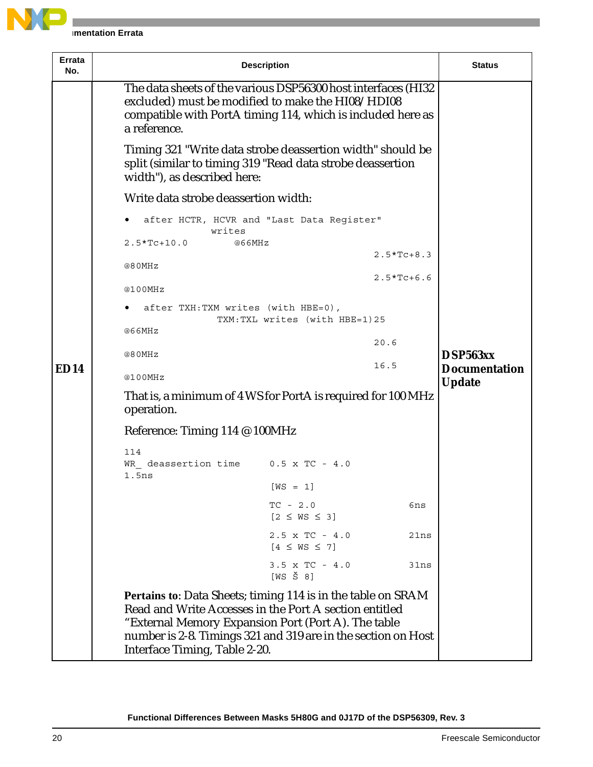| Errata No. | Description | Status |
|---|---|---|
| ED14 | The data sheets of the various DSP56300 host interfaces (HI32 excluded) must be modified to make the HI08/ HDI08 compatible with PortA timing 114, which is included here as a reference.<br><br>Timing 321 "Write data strobe deassertion width" should be split (similar to timing 319 "Read data strobe deassertion width"), as described here:<br><br>Write data strobe deassertion width:<br><br>• after HCTR, HCVR and "Last Data Register" writes<br>2.5*Tc+10.0 @66MHz<br>2.5*Tc+8.3 @80MHz<br>2.5*Tc+6.6 @100MHz<br><br>• after TXH:TXM writes (with HBE=0), TXM:TXL writes (with HBE=1) 25 @66MHz<br>20.6 @80MHz<br>16.5 @100MHz<br><br>That is, a minimum of 4 WS for PortA is required for 100 MHz operation.<br><br>Reference: Timing 114 @100MHz<br><br>114 WR_ deassertion time 0.5 x TC - 4.0 [WS = 1] 1.5ns<br>TC - 2.0 [2 ≤ WS ≤ 3] 6ns<br>2.5 x TC - 4.0 [4 ≤ WS ≤ 7] 21ns<br>3.5 x TC - 4.0 [WS ≥ 8] 31ns<br><br>**Pertains to**: Data Sheets; timing 114 is in the table on SRAM Read and Write Accesses in the Port A section entitled “External Memory Expansion Port (Port A). The table number is 2-8. Timings 321 and 319 are in the section on Host Interface Timing, Table 2-20. | **DSP563xx Documentation Update** |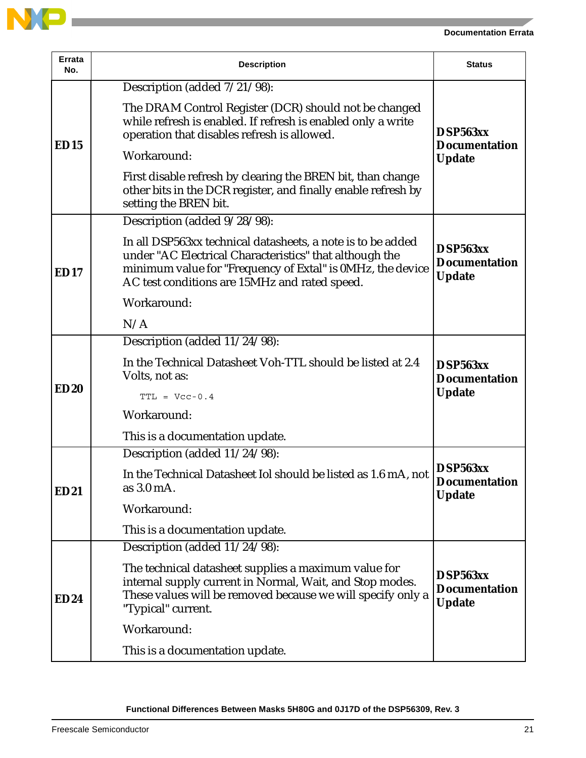| Errata No. | Description | Status |
|---|---|---|
| ED15 | Description (added 7/21/98):<br><br>The DRAM Control Register (DCR) should not be changed while refresh is enabled. If refresh is enabled only a write operation that disables refresh is allowed.<br><br>Workaround:<br><br>First disable refresh by clearing the BREN bit, than change other bits in the DCR register, and finally enable refresh by setting the BREN bit. | **DSP563xx Documentation Update** |
| ED17 | Description (added 9/28/98):<br><br>In all DSP563xx technical datasheets, a note is to be added under "AC Electrical Characteristics" that although the minimum value for "Frequency of Extal" is 0MHz, the device AC test conditions are 15MHz and rated speed.<br><br>Workaround:<br><br>N/A | **DSP563xx Documentation Update** |
| ED20 | Description (added 11/24/98):<br><br>In the Technical Datasheet Voh-TTL should be listed at 2.4 Volts, not as:<br><br>`TTL = Vcc-0.4`<br><br>Workaround:<br><br>This is a documentation update. | **DSP563xx Documentation Update** |
| ED21 | Description (added 11/24/98):<br><br>In the Technical Datasheet Iol should be listed as 1.6 mA, not as 3.0 mA.<br><br>Workaround:<br><br>This is a documentation update. | **DSP563xx Documentation Update** |
| ED24 | Description (added 11/24/98):<br><br>The technical datasheet supplies a maximum value for internal supply current in Normal, Wait, and Stop modes. These values will be removed because we will specify only a "Typical" current.<br><br>Workaround:<br><br>This is a documentation update. | **DSP563xx Documentation Update** |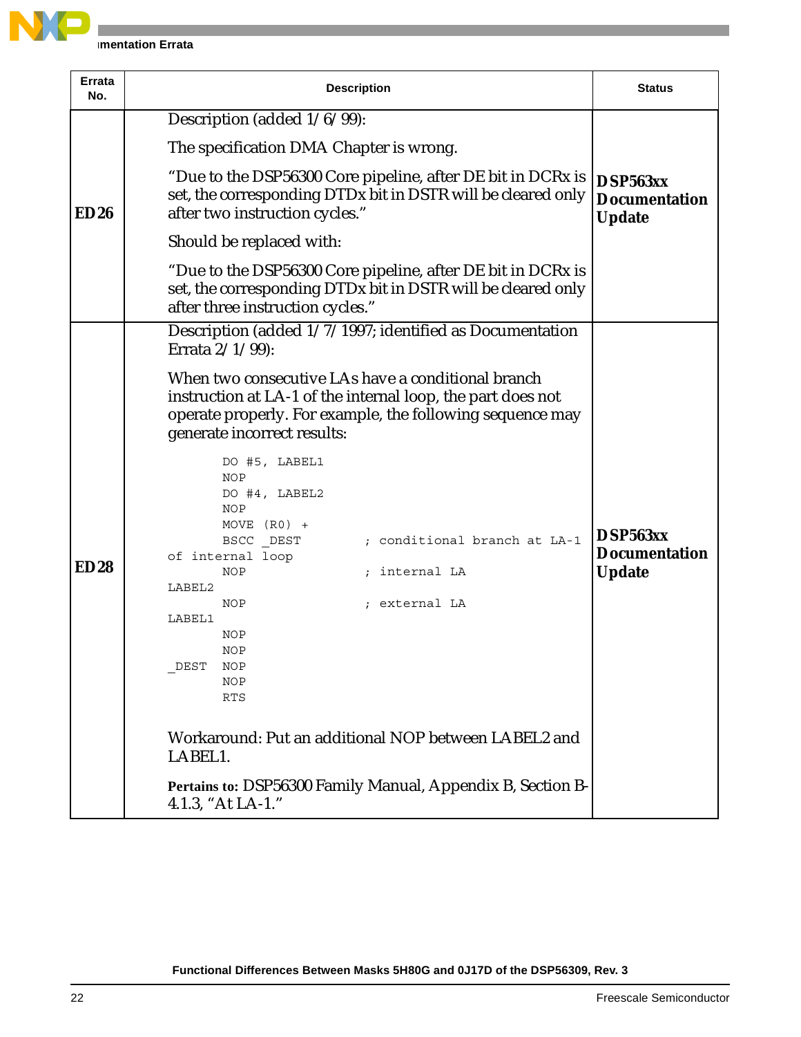| Errata No. | Description | Status |
|---|---|---|
| ED26 | Description (added 1/6/99):<br><br>The specification DMA Chapter is wrong.<br><br>"Due to the DSP56300 Core pipeline, after DE bit in DCRx is set, the corresponding DTDx bit in DSTR will be cleared only after two instruction cycles."<br><br>Should be replaced with:<br><br>"Due to the DSP56300 Core pipeline, after DE bit in DCRx is set, the corresponding DTDx bit in DSTR will be cleared only after three instruction cycles." | **DSP563xx Documentation Update** |
| ED28 | Description (added 1/7/1997; identified as Documentation Errata 2/1/99):<br><br>When two consecutive LAs have a conditional branch instruction at LA-1 of the internal loop, the part does not operate properly. For example, the following sequence may generate incorrect results:<br><br>`DO #5, LABEL1`<br>`NOP`<br>`DO #4, LABEL2`<br>`NOP`<br>`MOVE (R0) +`<br>`BSCC _DEST        ; conditional branch at LA-1 of internal loop`<br>`NOP                ; internal LA`<br>`LABEL2`<br>`NOP                ; external LA`<br>`LABEL1`<br>`NOP`<br>`NOP`<br>`_DEST   NOP`<br>`NOP`<br>`RTS`<br><br>Workaround: Put an additional NOP between LABEL2 and LABEL1.<br><br>**Pertains to:** DSP56300 Family Manual, Appendix B, Section B-4.1.3, "At LA-1." | **DSP563xx Documentation Update** |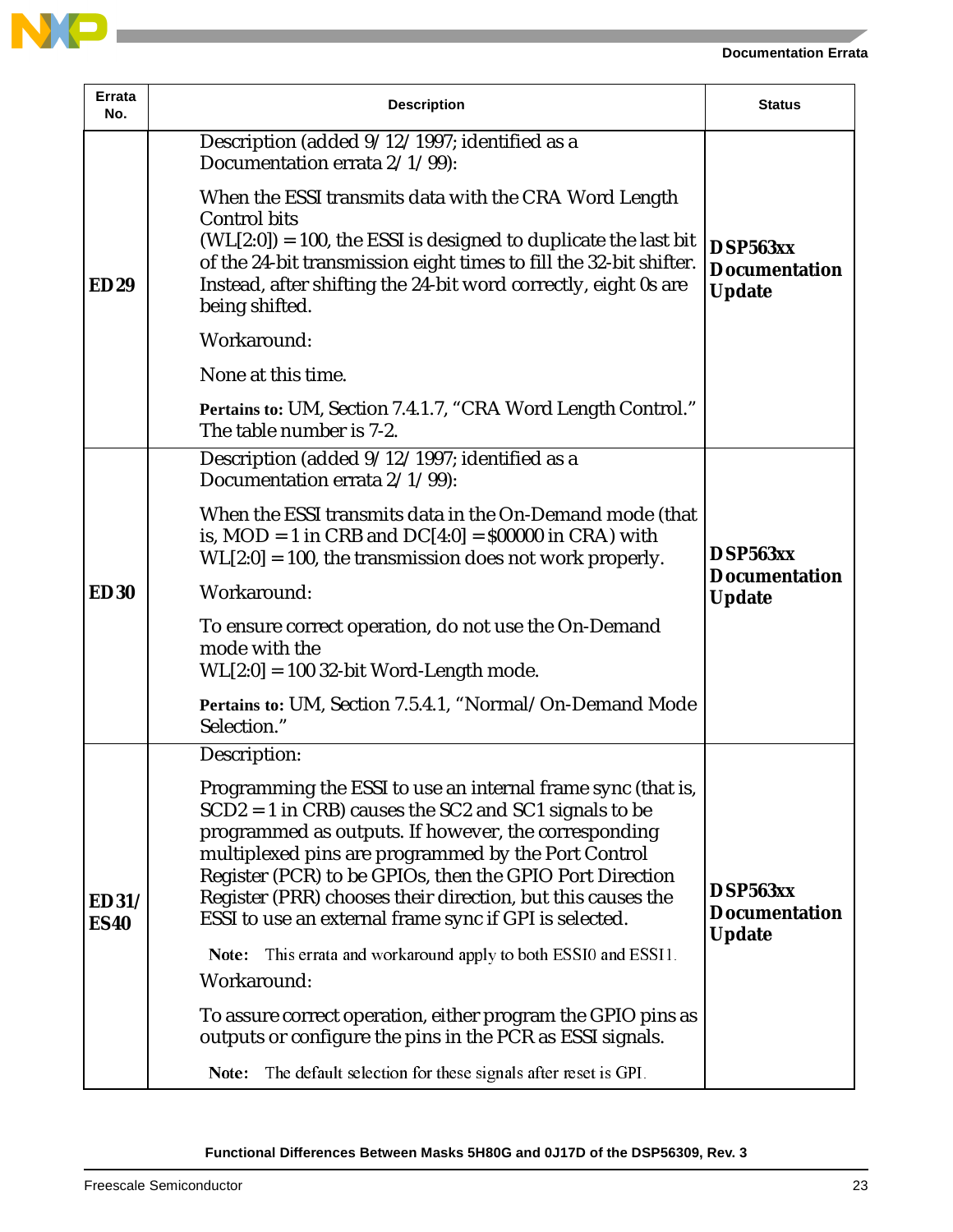| Errata No. | Description | Status |
|---|---|---|
| **ED29** | Description (added 9/12/1997; identified as a Documentation errata 2/1/99):<br><br>When the ESSI transmits data with the CRA Word Length Control bits (WL[2:0]) = 100, the ESSI is designed to duplicate the last bit of the 24-bit transmission eight times to fill the 32-bit shifter. Instead, after shifting the 24-bit word correctly, eight 0s are being shifted.<br><br>Workaround:<br><br>None at this time.<br><br>**Pertains to:** UM, Section 7.4.1.7, “CRA Word Length Control.” The table number is 7-2. | **DSP563xx Documentation Update** |
| **ED30** | Description (added 9/12/1997; identified as a Documentation errata 2/1/99):<br><br>When the ESSI transmits data in the On-Demand mode (that is, MOD = 1 in CRB and DC[4:0] = $00000 in CRA) with WL[2:0] = 100, the transmission does not work properly.<br><br>Workaround:<br><br>To ensure correct operation, do not use the On-Demand mode with the WL[2:0] = 100 32-bit Word-Length mode.<br><br>**Pertains to:** UM, Section 7.5.4.1, “Normal/On-Demand Mode Selection.” | **DSP563xx Documentation Update** |
| **ED31/ ES40** | Description:<br><br>Programming the ESSI to use an internal frame sync (that is, SCD2 = 1 in CRB) causes the SC2 and SC1 signals to be programmed as outputs. If however, the corresponding multiplexed pins are programmed by the Port Control Register (PCR) to be GPIOs, then the GPIO Port Direction Register (PRR) chooses their direction, but this causes the ESSI to use an external frame sync if GPI is selected.<br><br>**Note:** This errata and workaround apply to both ESSI0 and ESSI1.<br><br>Workaround:<br><br>To assure correct operation, either program the GPIO pins as outputs or configure the pins in the PCR as ESSI signals.<br><br>**Note:** The default selection for these signals after reset is GPI. | **DSP563xx Documentation Update** |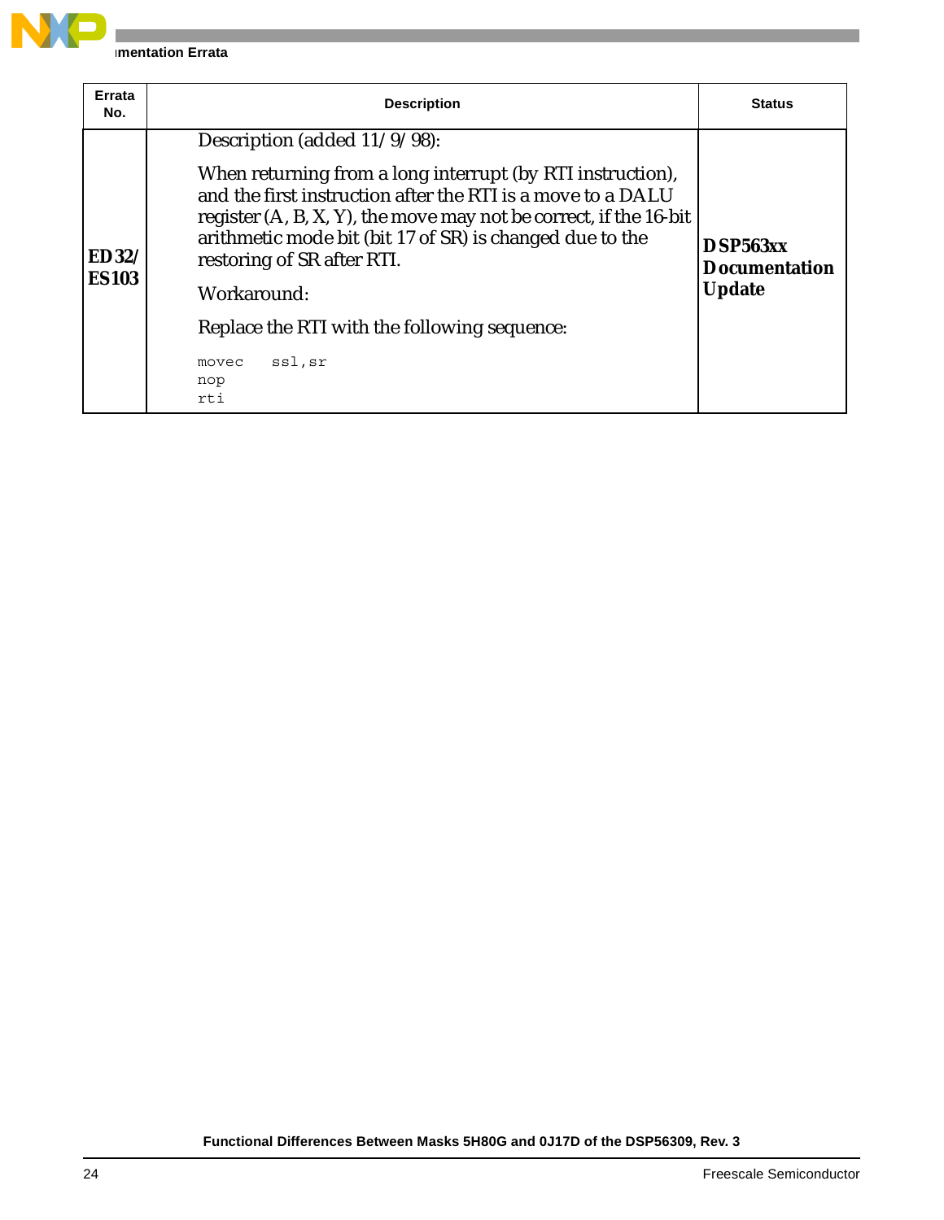| Errata No. | Description | Status |
|---|---|---|
| **ED32/ ES103** | Description (added 11/9/98):<br><br>When returning from a long interrupt (by RTI instruction), and the first instruction after the RTI is a move to a DALU register (A, B, X, Y), the move may not be correct, if the 16-bit arithmetic mode bit (bit 17 of SR) is changed due to the restoring of SR after RTI.<br><br>Workaround:<br><br>Replace the RTI with the following sequence:<br><br>`movec ssl,sr`<br>`nop`<br>`rti` | **DSP563xx Documentation Update** |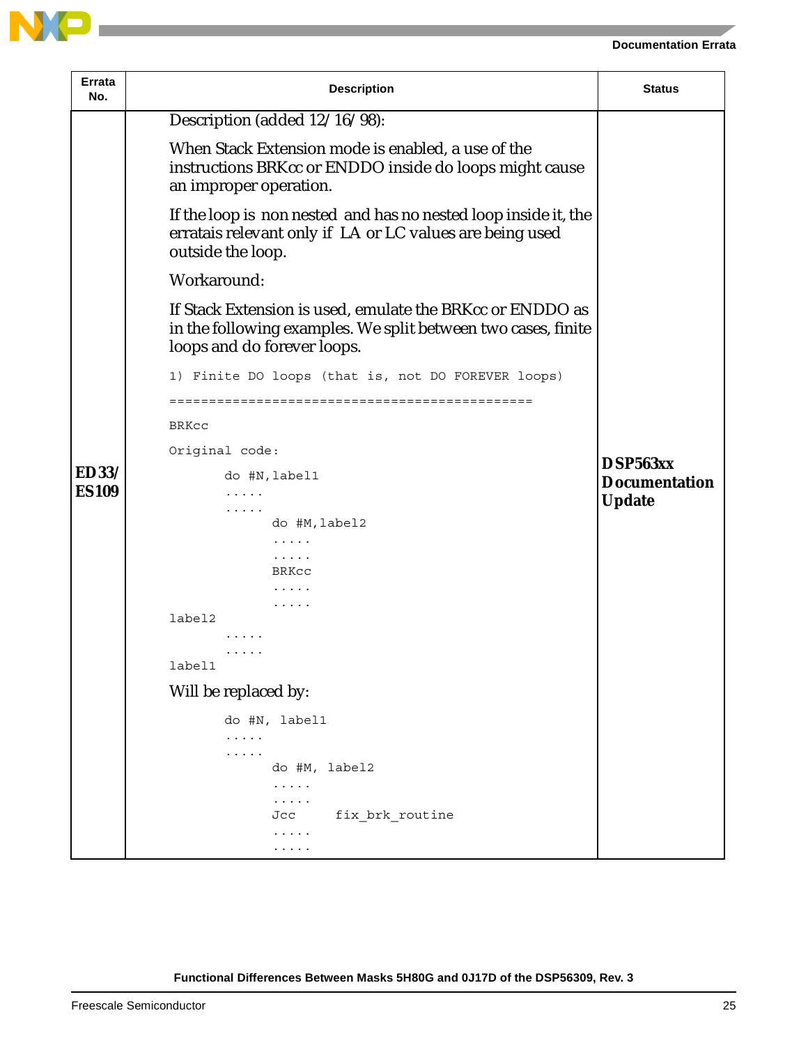| Errata No. | Description | Status |
|---|---|---|
| **ED33/ ES109** | Description (added 12/16/98):<br><br>When Stack Extension mode is enabled, a use of the instructions BRKcc or ENDDO inside do loops might cause an improper operation.<br><br>If the loop is non nested and has no nested loop inside it, the erratais relevant only if LA or LC values are being used outside the loop.<br><br>Workaround:<br><br>If Stack Extension is used, emulate the BRKcc or ENDDO as in the following examples. We split between two cases, finite loops and do forever loops.<br><br>`1) Finite DO loops (that is, not DO FOREVER loops)`<br>`==============================================`<br>`BRKcc`<br>`Original code:`<br>`       do #N,label1`<br>`       .....`<br>`       .....`<br>`             do #M,label2`<br>`             .....`<br>`             .....`<br>`             BRKcc`<br>`             .....`<br>`             .....`<br>`label2`<br>`       .....`<br>`       .....`<br>`label1`<br><br>Will be replaced by:<br><br>`       do #N, label1`<br>`       .....`<br>`       .....`<br>`             do #M, label2`<br>`             .....`<br>`             .....`<br>`             Jcc     fix_brk_routine`<br>`             .....`<br>`             .....` | **DSP563xx Documentation Update** |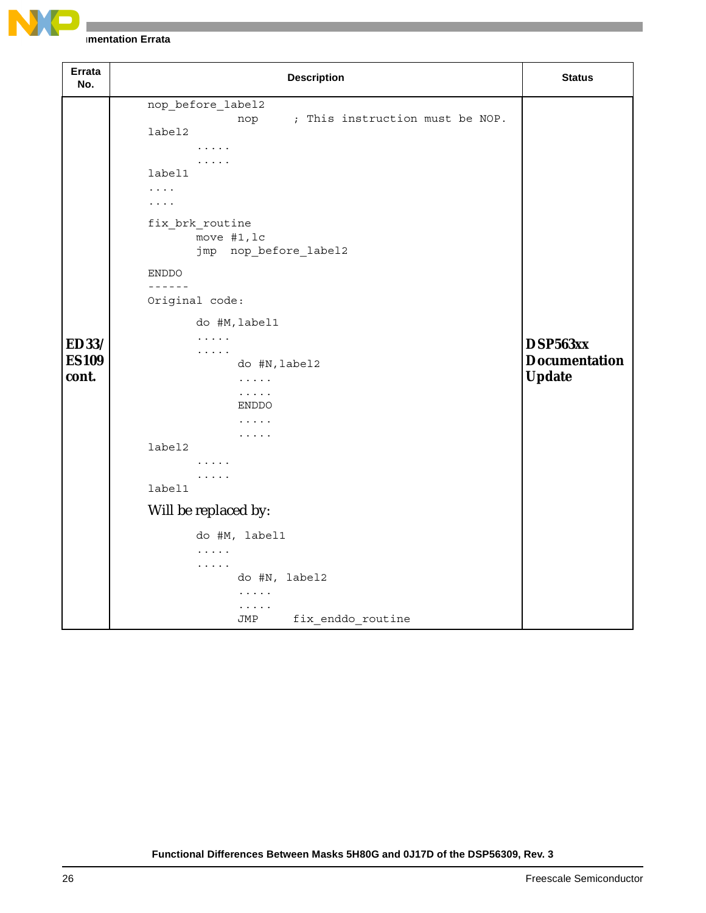| Errata No. | Description | Status |
|---|---|---|
| ED33/ ES109 cont. | `nop_before_label2`<br>`        nop     ; This instruction must be NOP.`<br>`label2`<br>`    .....`<br>`    .....`<br>`label1`<br>`....`<br>`....`<br>`fix_brk_routine`<br>`    move #1,lc`<br>`    jmp  nop_before_label2`<br>`ENDDO`<br>`------`<br>`Original code:`<br>`    do #M,label1`<br>`    .....`<br>`    .....`<br>`        do #N,label2`<br>`        .....`<br>`        .....`<br>`        ENDDO`<br>`        .....`<br>`        .....`<br>`label2`<br>`    .....`<br>`    .....`<br>`label1`<br>Will be replaced by:<br>`    do #M, label1`<br>`    .....`<br>`    .....`<br>`        do #N, label2`<br>`        .....`<br>`        .....`<br>`        JMP     fix_enddo_routine` | DSP563xx Documentation Update |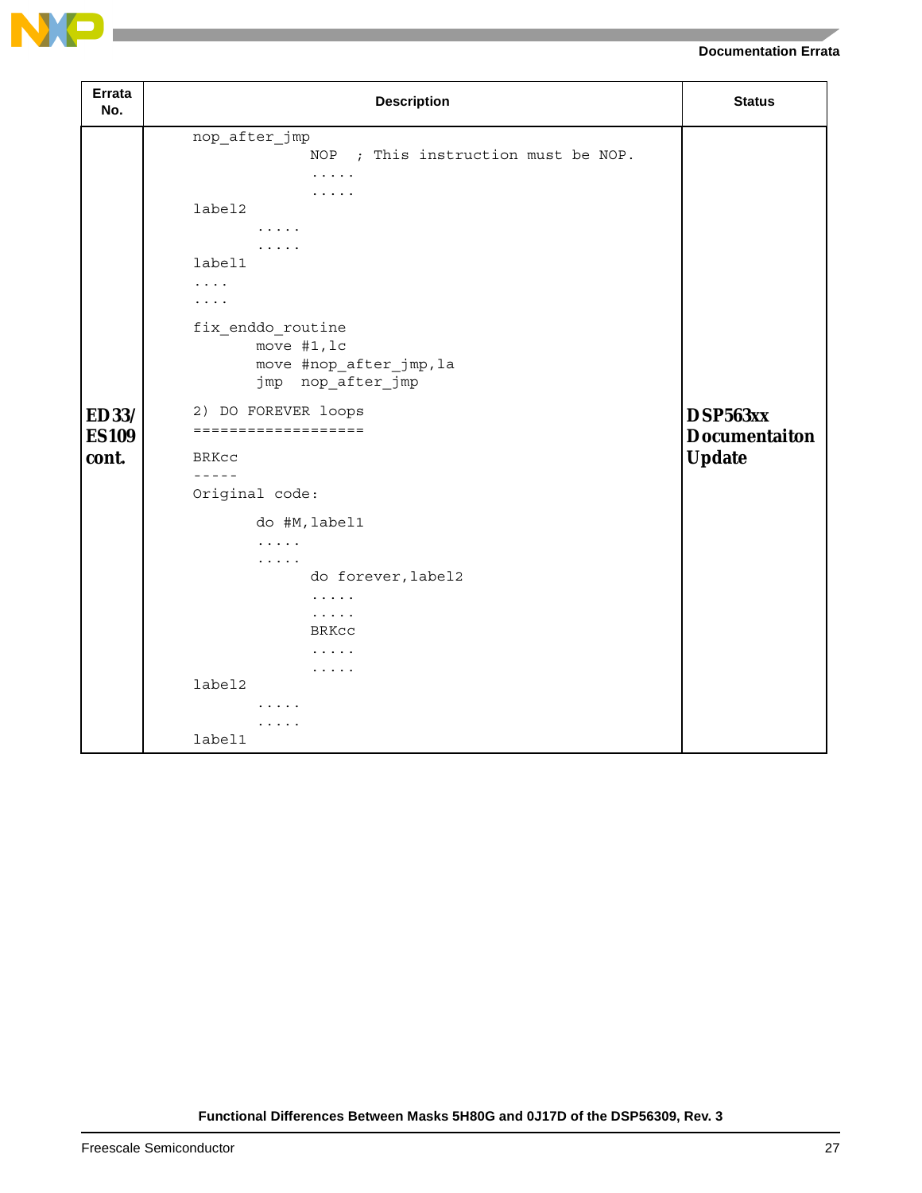| Errata No. | Description | Status |
|---|---|---|
| ED33/ ES109 cont. | <pre>nop_after_jmp<br>              NOP   ; This instruction must be NOP.<br>              .....<br>              .....<br>label2<br>       .....<br>       .....<br>label1<br>....<br>....<br><br>fix_enddo_routine<br>       move #1,lc<br>       move #nop_after_jmp,la<br>       jmp  nop_after_jmp<br><br>2) DO FOREVER loops<br>===================<br><br>BRKcc<br>-----<br>Original code:<br><br>       do #M,label1<br>       .....<br>       .....<br>             do forever,label2<br>             .....<br>             .....<br>             BRKcc<br>             .....<br>             .....<br>label2<br>       .....<br>       .....<br>label1</pre> | DSP563xx Documentaiton Update |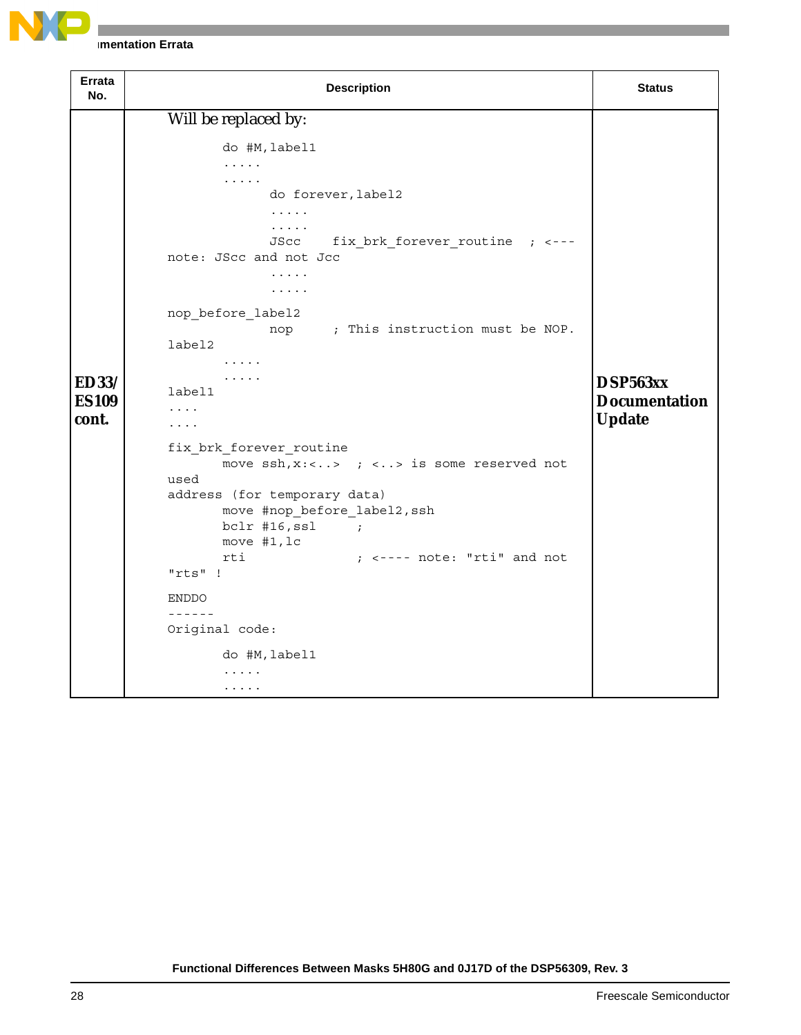| Errata No. | Description | Status |
|---|---|---|
| ED33/ ES109 cont. | Will be replaced by:<br><br>`do #M,label1`<br>`.....`<br>`.....`<br>`do forever,label2`<br>`.....`<br>`.....`<br>`JScc    fix_brk_forever_routine  ; <--- note: JScc and not Jcc`<br>`.....`<br>`.....`<br><br>`nop_before_label2`<br>`nop     ; This instruction must be NOP.`<br>`label2`<br>`.....`<br>`.....`<br>`label1`<br>`....`<br>`....`<br><br>`fix_brk_forever_routine`<br>`move ssh,x:<..>  ; <..> is some reserved not used address (for temporary data)`<br>`move #nop_before_label2,ssh`<br>`bclr #16,ssl     ;`<br>`move #1,lc`<br>`rti              ; <---- note: "rti" and not "rts" !`<br><br>`ENDDO`<br>`------`<br>`Original code:`<br><br>`do #M,label1`<br>`.....`<br>`.....` | DSP563xx Documentation Update |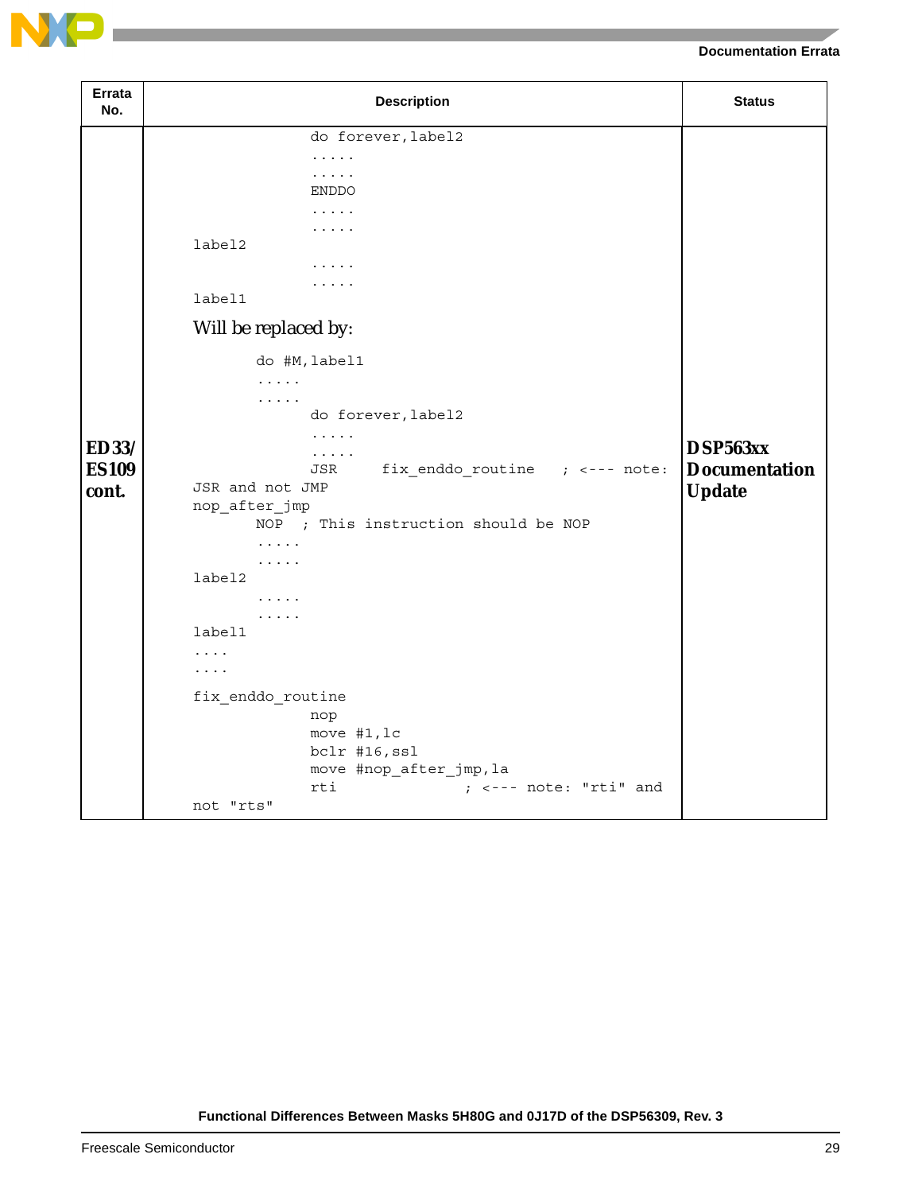| Errata No. | Description | Status |
|---|---|---|
| ED33/ ES109 cont. | <pre>                   do forever,label2<br>                   .....<br>                   .....<br>                   ENDDO<br>                   .....<br>                   .....<br>label2<br>                   .....<br>                   .....<br>label1</pre> Will be replaced by: <pre>         do #M,label1<br>         .....<br>         .....<br>                   do forever,label2<br>                   .....<br>                   .....<br>                   JSR     fix_enddo_routine   ; <--- note: JSR and not JMP<br>nop_after_jmp<br>         NOP  ; This instruction should be NOP<br>         .....<br>         .....<br>label2<br>         .....<br>         .....<br>label1<br>....<br>....<br>fix_enddo_routine<br>                   nop<br>                   move #1,lc<br>                   bclr #16,ssl<br>                   move #nop_after_jmp,la<br>                   rti              ; <--- note: "rti" and not "rts"</pre> | DSP563xx Documentation Update |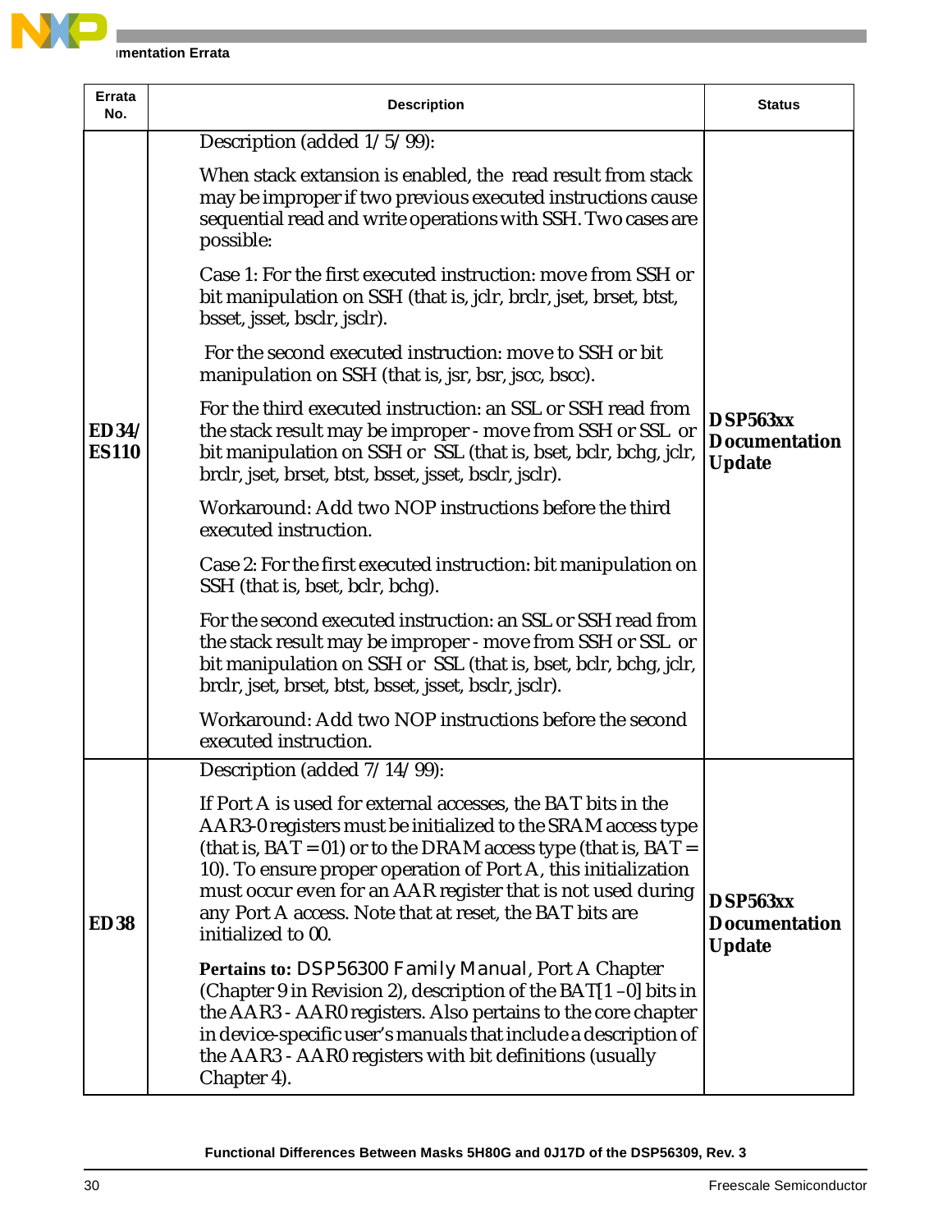| Errata No. | Description | Status |
|---|---|---|
| **ED34/ ES110** | Description (added 1/5/99):<br><br>When stack extansion is enabled, the read result from stack may be improper if two previous executed instructions cause sequential read and write operations with SSH. Two cases are possible:<br><br>Case 1: For the first executed instruction: move from SSH or bit manipulation on SSH (that is, jclr, brclr, jset, brset, btst, bsset, jsset, bsclr, jsclr).<br><br>For the second executed instruction: move to SSH or bit manipulation on SSH (that is, jsr, bsr, jscc, bscc).<br><br>For the third executed instruction: an SSL or SSH read from the stack result may be improper - move from SSH or SSL or bit manipulation on SSH or SSL (that is, bset, bclr, bchg, jclr, brclr, jset, brset, btst, bsset, jsset, bsclr, jsclr).<br><br>Workaround: Add two NOP instructions before the third executed instruction.<br><br>Case 2: For the first executed instruction: bit manipulation on SSH (that is, bset, bclr, bchg).<br><br>For the second executed instruction: an SSL or SSH read from the stack result may be improper - move from SSH or SSL or bit manipulation on SSH or SSL (that is, bset, bclr, bchg, jclr, brclr, jset, brset, btst, bsset, jsset, bsclr, jsclr).<br><br>Workaround: Add two NOP instructions before the second executed instruction. | **DSP563xx Documentation Update** |
| **ED38** | Description (added 7/14/99):<br><br>If Port A is used for external accesses, the BAT bits in the AAR3-0 registers must be initialized to the SRAM access type (that is, BAT = 01) or to the DRAM access type (that is, BAT = 10). To ensure proper operation of Port A, this initialization must occur even for an AAR register that is not used during any Port A access. Note that at reset, the BAT bits are initialized to 00.<br><br>**Pertains to:** *DSP56300 Family Manual*, Port A Chapter (Chapter 9 in Revision 2), description of the BAT[1–0] bits in the AAR3 - AAR0 registers. Also pertains to the core chapter in device-specific user's manuals that include a description of the AAR3 - AAR0 registers with bit definitions (usually Chapter 4). | **DSP563xx Documentation Update** |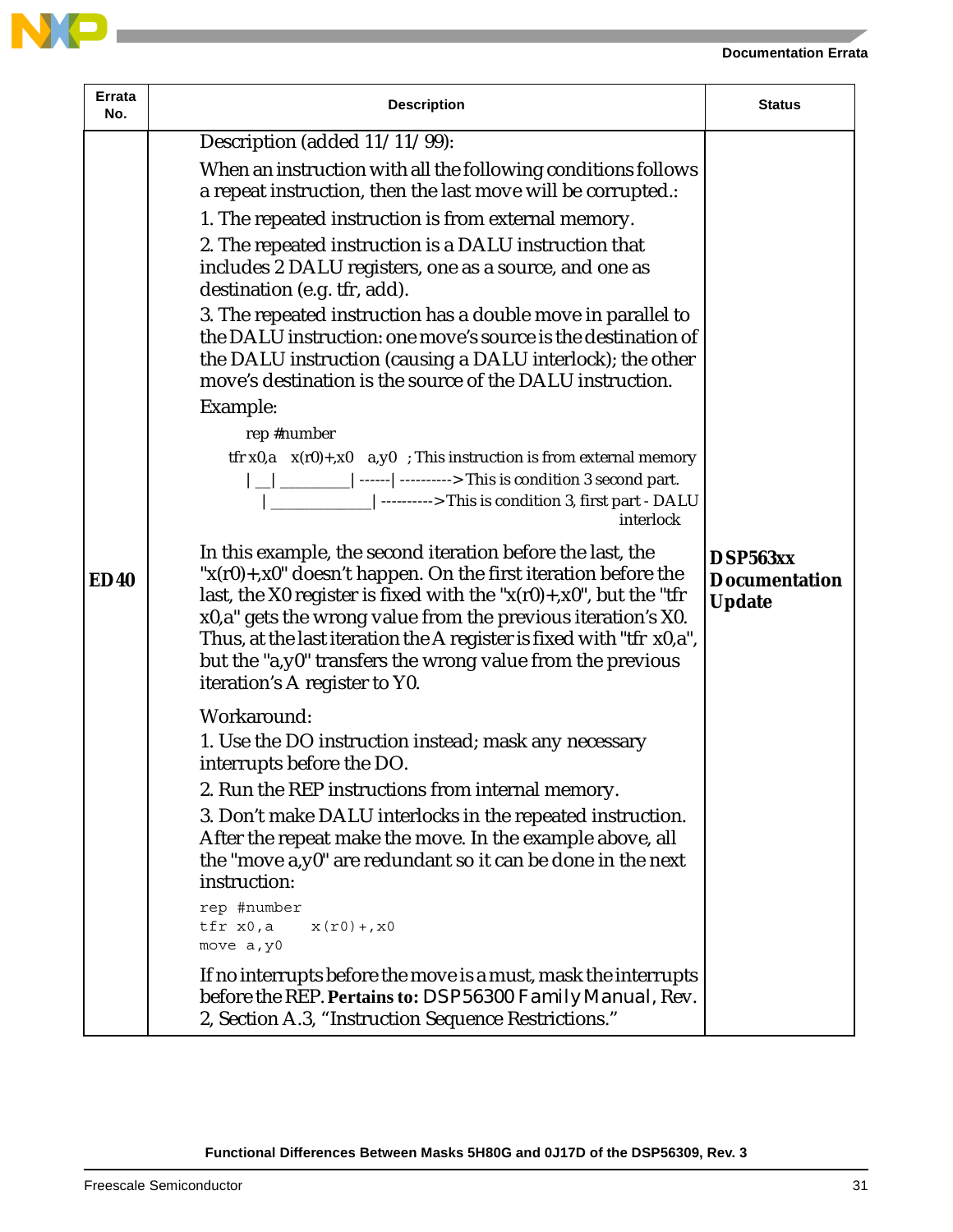| Errata No. | Description | Status |
|---|---|---|
| ED40 | Description (added 11/11/99):<br>When an instruction with all the following conditions follows a repeat instruction, then the last move will be corrupted.:<br>1. The repeated instruction is from external memory.<br>2. The repeated instruction is a DALU instruction that includes 2 DALU registers, one as a source, and one as destination (e.g. tfr, add).<br>3. The repeated instruction has a double move in parallel to the DALU instruction: one move's source is the destination of the DALU instruction (causing a DALU interlock); the other move's destination is the source of the DALU instruction.<br>Example:<br>`rep #number`<br>`tfr x0,a   x(r0)+,x0   a,y0   ; This instruction is from external memory`<br>`  \|__\|_________\|------\|---------->This is condition 3 second part.`<br>`     \|_____________\|---------->This is condition 3, first part - DALU interlock`<br>In this example, the second iteration before the last, the "x(r0)+,x0" doesn't happen. On the first iteration before the last, the X0 register is fixed with the "x(r0)+,x0", but the "tfr x0,a" gets the wrong value from the previous iteration's X0. Thus, at the last iteration the A register is fixed with "tfr x0,a", but the "a,y0" transfers the wrong value from the previous iteration's A register to Y0.<br>Workaround:<br>1. Use the DO instruction instead; mask any necessary interrupts before the DO.<br>2. Run the REP instructions from internal memory.<br>3. Don't make DALU interlocks in the repeated instruction. After the repeat make the move. In the example above, all the "move a,y0" are redundant so it can be done in the next instruction:<br>`rep #number`<br>`tfr x0,a     x(r0)+,x0`<br>`move a,y0`<br>If no interrupts before the move is a must, mask the interrupts before the REP. **Pertains to:** *DSP56300 Family Manual*, Rev. 2, Section A.3, "Instruction Sequence Restrictions." | **DSP563xx Documentation Update** |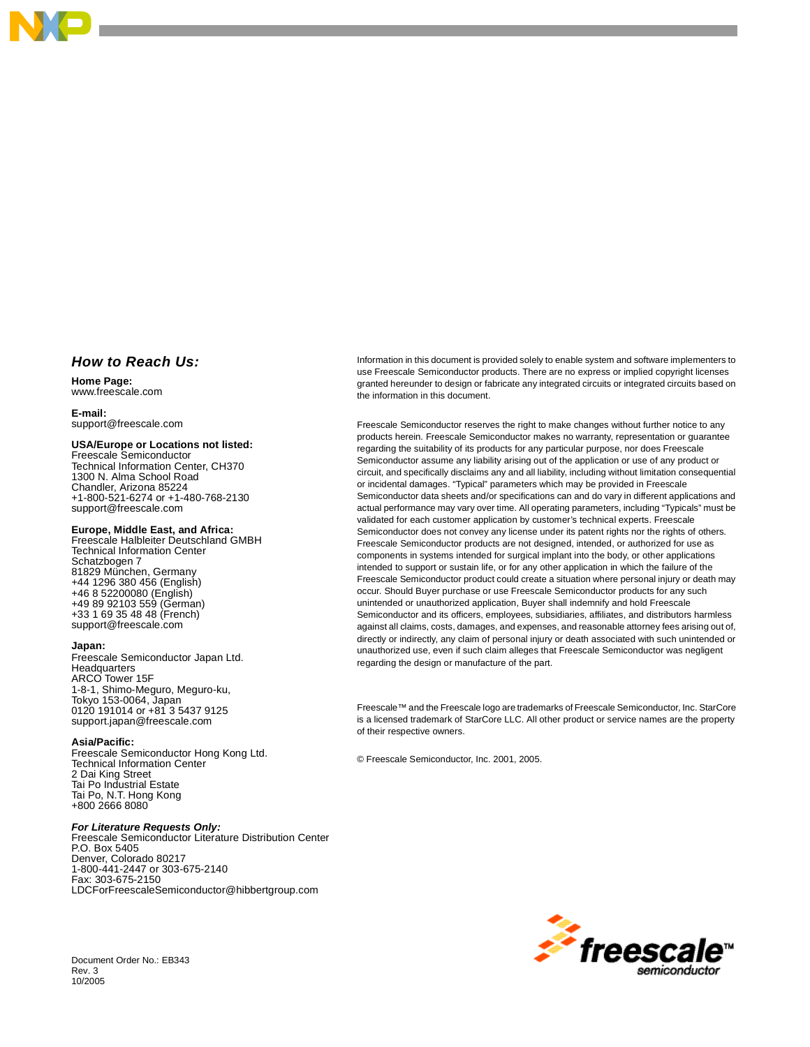## *How to Reach Us:*

**Home Page:**
www.freescale.com

**E-mail:**
support@freescale.com

**USA/Europe or Locations not listed:**
Freescale Semiconductor
Technical Information Center, CH370
1300 N. Alma School Road
Chandler, Arizona 85224
+1-800-521-6274 or +1-480-768-2130
support@freescale.com

**Europe, Middle East, and Africa:**
Freescale Halbleiter Deutschland GMBH
Technical Information Center
Schatzbogen 7
81829 München, Germany
+44 1296 380 456 (English)
+46 8 52200080 (English)
+49 89 92103 559 (German)
+33 1 69 35 48 48 (French)
support@freescale.com

**Japan:**
Freescale Semiconductor Japan Ltd.
Headquarters
ARCO Tower 15F
1-8-1, Shimo-Meguro, Meguro-ku,
Tokyo 153-0064, Japan
0120 191014 or +81 3 5437 9125
support.japan@freescale.com

**Asia/Pacific:**
Freescale Semiconductor Hong Kong Ltd.
Technical Information Center
2 Dai King Street
Tai Po Industrial Estate
Tai Po, N.T. Hong Kong
+800 2666 8080

***For Literature Requests Only:***
Freescale Semiconductor Literature Distribution Center
P.O. Box 5405
Denver, Colorado 80217
1-800-441-2447 or 303-675-2140
Fax: 303-675-2150
LDCForFreescaleSemiconductor@hibbertgroup.com

Information in this document is provided solely to enable system and software implementers to use Freescale Semiconductor products. There are no express or implied copyright licenses granted hereunder to design or fabricate any integrated circuits or integrated circuits based on the information in this document.

Freescale Semiconductor reserves the right to make changes without further notice to any products herein. Freescale Semiconductor makes no warranty, representation or guarantee regarding the suitability of its products for any particular purpose, nor does Freescale Semiconductor assume any liability arising out of the application or use of any product or circuit, and specifically disclaims any and all liability, including without limitation consequential or incidental damages. "Typical" parameters which may be provided in Freescale Semiconductor data sheets and/or specifications can and do vary in different applications and actual performance may vary over time. All operating parameters, including "Typicals" must be validated for each customer application by customer's technical experts. Freescale Semiconductor does not convey any license under its patent rights nor the rights of others. Freescale Semiconductor products are not designed, intended, or authorized for use as components in systems intended for surgical implant into the body, or other applications intended to support or sustain life, or for any other application in which the failure of the Freescale Semiconductor product could create a situation where personal injury or death may occur. Should Buyer purchase or use Freescale Semiconductor products for any such unintended or unauthorized application, Buyer shall indemnify and hold Freescale Semiconductor and its officers, employees, subsidiaries, affiliates, and distributors harmless against all claims, costs, damages, and expenses, and reasonable attorney fees arising out of, directly or indirectly, any claim of personal injury or death associated with such unintended or unauthorized use, even if such claim alleges that Freescale Semiconductor was negligent regarding the design or manufacture of the part.

Freescale™ and the Freescale logo are trademarks of Freescale Semiconductor, Inc. StarCore is a licensed trademark of StarCore LLC. All other product or service names are the property of their respective owners.

© Freescale Semiconductor, Inc. 2001, 2005.

Document Order No.: EB343
Rev. 3
10/2005